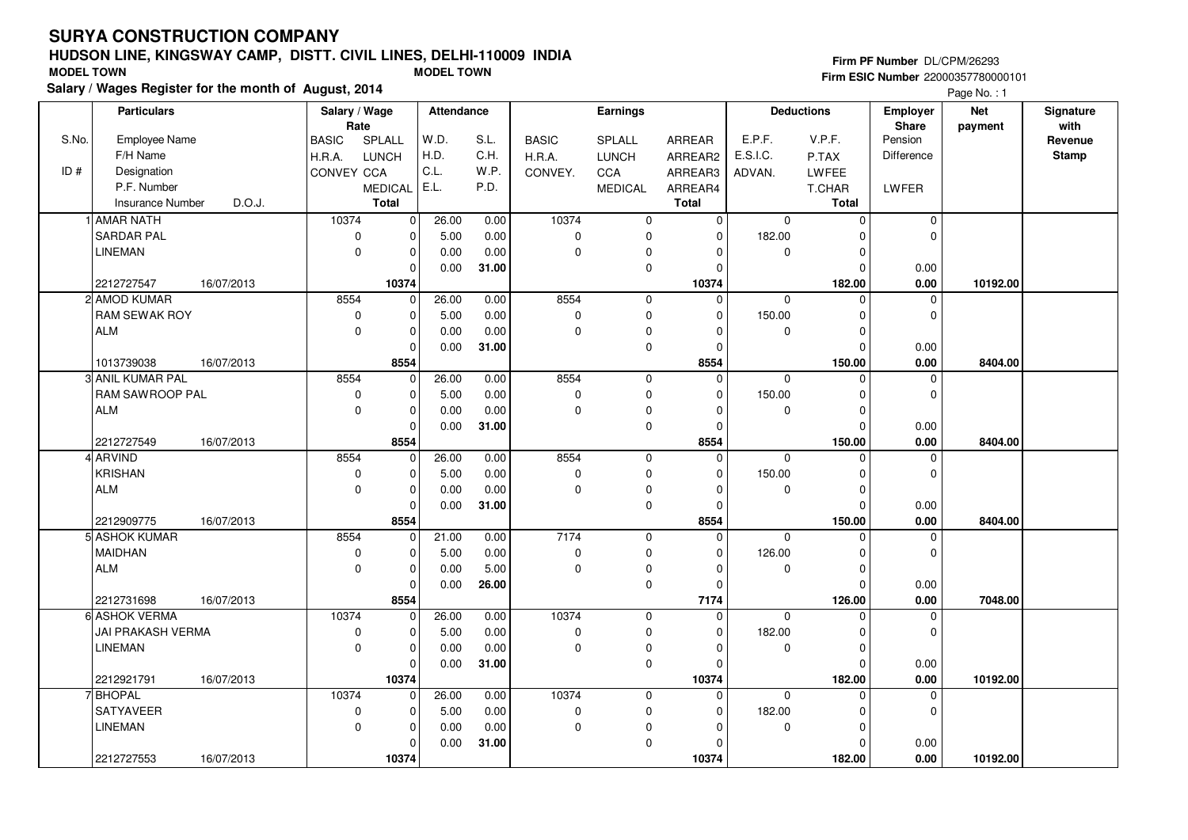# SURYA CONSTRUCTION COMPANY

## HUDSON LINE, KINGSWAY CAMP, DISTT. CIVIL LINES, DELHI-110009 INDIA

MODEL TOWN MODEL TOWN

**Salary / Wages Register for the month of August, 2014**

Firm PF Number DL/CPM/26293
Firm ESIC Number 22000357780000101

| S.No. / ID # | Particulars: Employee Name / F/H Name / Designation / P.F. Number / Insurance Number, D.O.J. | Salary / Wage Rate: BASIC / H.R.A. / CONVEY | SPLALL / LUNCH / CCA / MEDICAL / Total | Attendance: W.D. / H.D. / C.L. / E.L. | S.L. / C.H. / W.P. / P.D. | Earnings: BASIC / H.R.A. / CONVEY. | SPLALL / LUNCH / CCA / MEDICAL | ARREAR / ARREAR2 / ARREAR3 / ARREAR4 / Total | Deductions: E.P.F. / E.S.I.C. / ADVAN. | V.P.F. / P.TAX / LWFEE / T.CHAR / Total | Employer Share: Pension / Difference / LWFER | Net payment | Signature with Revenue Stamp |
|---|---|---|---|---|---|---|---|---|---|---|---|---|---|
| 1 | AMAR NATH | 10374 | 0 | 26.00 | 0.00 | 10374 | 0 | 0 | 0 | 0 | 0 | | |
| | SARDAR PAL | 0 | 0 | 5.00 | 0.00 | 0 | 0 | 0 | 182.00 | 0 | 0 | | |
| | LINEMAN | 0 | 0 | 0.00 | 0.00 | 0 | 0 | 0 | 0 | 0 | | | |
| | | | 0 | 0.00 | **31.00** | | 0 | 0 | | 0 | 0.00 | | |
| | 2212727547 16/07/2013 | | **10374** | | | | | **10374** | | **182.00** | **0.00** | **10192.00** | |
| 2 | AMOD KUMAR | 8554 | 0 | 26.00 | 0.00 | 8554 | 0 | 0 | 0 | 0 | 0 | | |
| | RAM SEWAK ROY | 0 | 0 | 5.00 | 0.00 | 0 | 0 | 0 | 150.00 | 0 | 0 | | |
| | ALM | 0 | 0 | 0.00 | 0.00 | 0 | 0 | 0 | 0 | 0 | | | |
| | | | 0 | 0.00 | **31.00** | | 0 | 0 | | 0 | 0.00 | | |
| | 1013739038 16/07/2013 | | **8554** | | | | | **8554** | | **150.00** | **0.00** | **8404.00** | |
| 3 | ANIL KUMAR PAL | 8554 | 0 | 26.00 | 0.00 | 8554 | 0 | 0 | 0 | 0 | 0 | | |
| | RAM SAWROOP PAL | 0 | 0 | 5.00 | 0.00 | 0 | 0 | 0 | 150.00 | 0 | 0 | | |
| | ALM | 0 | 0 | 0.00 | 0.00 | 0 | 0 | 0 | 0 | 0 | | | |
| | | | 0 | 0.00 | **31.00** | | 0 | 0 | | 0 | 0.00 | | |
| | 2212727549 16/07/2013 | | **8554** | | | | | **8554** | | **150.00** | **0.00** | **8404.00** | |
| 4 | ARVIND | 8554 | 0 | 26.00 | 0.00 | 8554 | 0 | 0 | 0 | 0 | 0 | | |
| | KRISHAN | 0 | 0 | 5.00 | 0.00 | 0 | 0 | 0 | 150.00 | 0 | 0 | | |
| | ALM | 0 | 0 | 0.00 | 0.00 | 0 | 0 | 0 | 0 | 0 | | | |
| | | | 0 | 0.00 | **31.00** | | 0 | 0 | | 0 | 0.00 | | |
| | 2212909775 16/07/2013 | | **8554** | | | | | **8554** | | **150.00** | **0.00** | **8404.00** | |
| 5 | ASHOK KUMAR | 8554 | 0 | 21.00 | 0.00 | 7174 | 0 | 0 | 0 | 0 | 0 | | |
| | MAIDHAN | 0 | 0 | 5.00 | 0.00 | 0 | 0 | 0 | 126.00 | 0 | 0 | | |
| | ALM | 0 | 0 | 0.00 | 5.00 | 0 | 0 | 0 | 0 | 0 | | | |
| | | | 0 | 0.00 | **26.00** | | 0 | 0 | | 0 | 0.00 | | |
| | 2212731698 16/07/2013 | | **8554** | | | | | **7174** | | **126.00** | **0.00** | **7048.00** | |
| 6 | ASHOK VERMA | 10374 | 0 | 26.00 | 0.00 | 10374 | 0 | 0 | 0 | 0 | 0 | | |
| | JAI PRAKASH VERMA | 0 | 0 | 5.00 | 0.00 | 0 | 0 | 0 | 182.00 | 0 | 0 | | |
| | LINEMAN | 0 | 0 | 0.00 | 0.00 | 0 | 0 | 0 | 0 | 0 | | | |
| | | | 0 | 0.00 | **31.00** | | 0 | 0 | | 0 | 0.00 | | |
| | 2212921791 16/07/2013 | | **10374** | | | | | **10374** | | **182.00** | **0.00** | **10192.00** | |
| 7 | BHOPAL | 10374 | 0 | 26.00 | 0.00 | 10374 | 0 | 0 | 0 | 0 | 0 | | |
| | SATYAVEER | 0 | 0 | 5.00 | 0.00 | 0 | 0 | 0 | 182.00 | 0 | 0 | | |
| | LINEMAN | 0 | 0 | 0.00 | 0.00 | 0 | 0 | 0 | 0 | 0 | | | |
| | | | 0 | 0.00 | **31.00** | | 0 | 0 | | 0 | 0.00 | | |
| | 2212727553 16/07/2013 | | **10374** | | | | | **10374** | | **182.00** | **0.00** | **10192.00** | |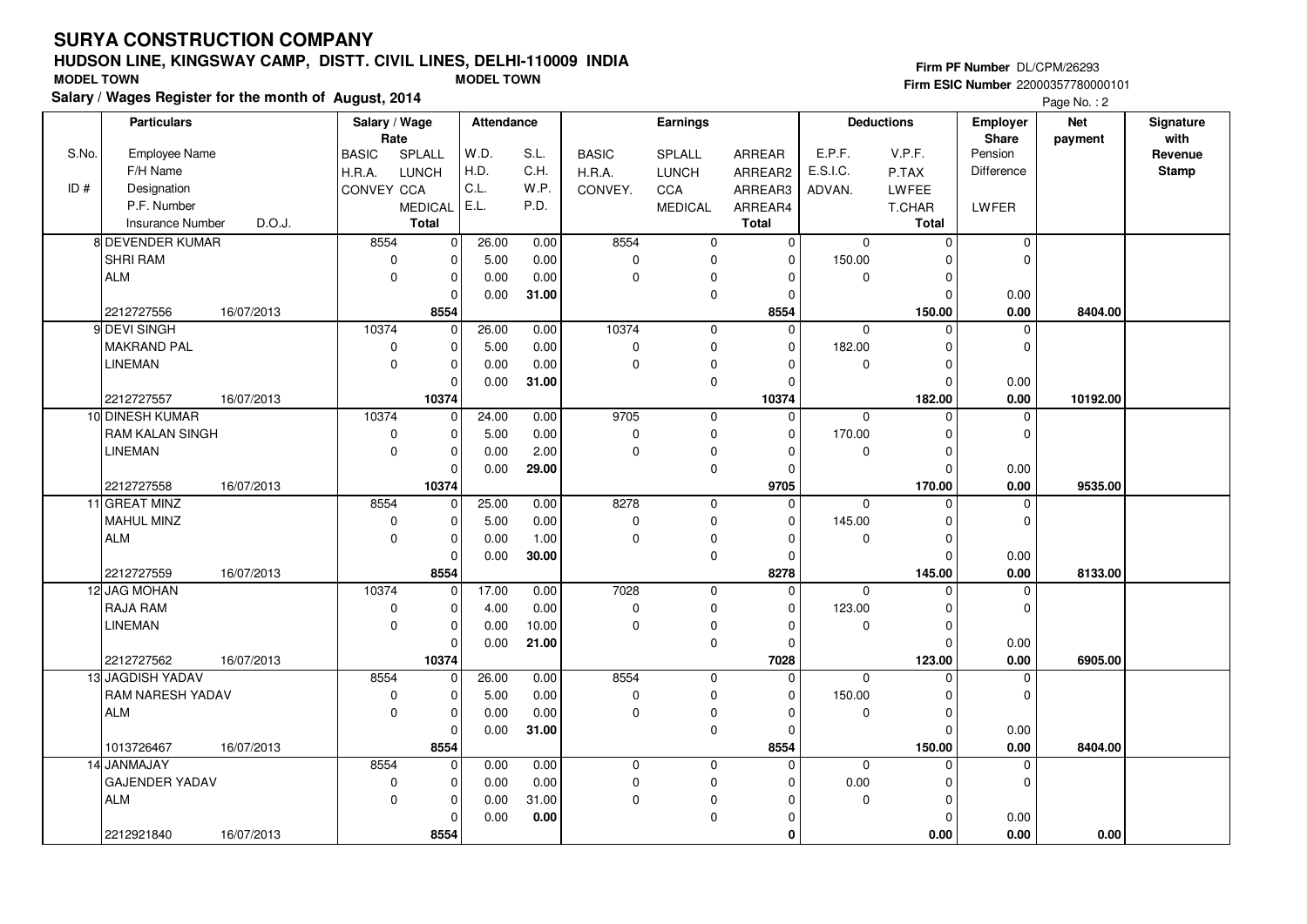# SURYA CONSTRUCTION COMPANY

## HUDSON LINE, KINGSWAY CAMP, DISTT. CIVIL LINES, DELHI-110009 INDIA

MODEL TOWN | MODEL TOWN

**Salary / Wages Register for the month of August, 2014**

Firm PF Number DL/CPM/26293

Firm ESIC Number 22000357780000101

| S.No. / ID # | Particulars: Employee Name / F/H Name / Designation / P.F. Number / Insurance Number / D.O.J. | Salary / Wage Rate: BASIC / H.R.A. / CONVEY | SPLALL / LUNCH / CCA / MEDICAL / Total | Attendance: W.D. / H.D. / C.L. / E.L. | S.L. / C.H. / W.P. / P.D. | Earnings: BASIC / H.R.A. / CONVEY. | SPLALL / LUNCH / CCA / MEDICAL | ARREAR / ARREAR2 / ARREAR3 / ARREAR4 / Total | Deductions: E.P.F. / E.S.I.C. / ADVAN. | V.P.F. / P.TAX / LWFEE / T.CHAR / Total | Employer Share: Pension / Difference / LWFER | Net payment | Signature with Revenue Stamp |
|---|---|---|---|---|---|---|---|---|---|---|---|---|---|
| 8 | DEVENDER KUMAR<br>SHRI RAM<br>ALM<br><br>2212727556 16/07/2013 | 8554<br>0<br>0 | 0<br>0<br>0<br>0<br>8554 | 26.00<br>5.00<br>0.00<br>0.00 | 0.00<br>0.00<br>0.00<br>31.00 | 8554<br>0<br>0 | 0<br>0<br>0<br>0 | 0<br>0<br>0<br>0<br>8554 | 0<br>150.00<br>0 | 0<br>0<br>0<br>0<br>150.00 | 0<br>0<br>0.00<br>0.00 | 8404.00 | |
| 9 | DEVI SINGH<br>MAKRAND PAL<br>LINEMAN<br><br>2212727557 16/07/2013 | 10374<br>0<br>0 | 0<br>0<br>0<br>0<br>10374 | 26.00<br>5.00<br>0.00<br>0.00 | 0.00<br>0.00<br>0.00<br>31.00 | 10374<br>0<br>0 | 0<br>0<br>0<br>0 | 0<br>0<br>0<br>0<br>10374 | 0<br>182.00<br>0 | 0<br>0<br>0<br>0<br>182.00 | 0<br>0<br>0.00<br>0.00 | 10192.00 | |
| 10 | DINESH KUMAR<br>RAM KALAN SINGH<br>LINEMAN<br><br>2212727558 16/07/2013 | 10374<br>0<br>0 | 0<br>0<br>0<br>0<br>10374 | 24.00<br>5.00<br>0.00<br>0.00 | 0.00<br>0.00<br>2.00<br>29.00 | 9705<br>0<br>0 | 0<br>0<br>0<br>0 | 0<br>0<br>0<br>0<br>9705 | 0<br>170.00<br>0 | 0<br>0<br>0<br>0<br>170.00 | 0<br>0<br>0.00<br>0.00 | 9535.00 | |
| 11 | GREAT MINZ<br>MAHUL MINZ<br>ALM<br><br>2212727559 16/07/2013 | 8554<br>0<br>0 | 0<br>0<br>0<br>0<br>8554 | 25.00<br>5.00<br>0.00<br>0.00 | 0.00<br>0.00<br>1.00<br>30.00 | 8278<br>0<br>0 | 0<br>0<br>0<br>0 | 0<br>0<br>0<br>0<br>8278 | 0<br>145.00<br>0 | 0<br>0<br>0<br>0<br>145.00 | 0<br>0<br>0.00<br>0.00 | 8133.00 | |
| 12 | JAG MOHAN<br>RAJA RAM<br>LINEMAN<br><br>2212727562 16/07/2013 | 10374<br>0<br>0 | 0<br>0<br>0<br>0<br>10374 | 17.00<br>4.00<br>0.00<br>0.00 | 0.00<br>0.00<br>10.00<br>21.00 | 7028<br>0<br>0 | 0<br>0<br>0<br>0 | 0<br>0<br>0<br>0<br>7028 | 0<br>123.00<br>0 | 0<br>0<br>0<br>0<br>123.00 | 0<br>0<br>0.00<br>0.00 | 6905.00 | |
| 13 | JAGDISH YADAV<br>RAM NARESH YADAV<br>ALM<br><br>1013726467 16/07/2013 | 8554<br>0<br>0 | 0<br>0<br>0<br>0<br>8554 | 26.00<br>5.00<br>0.00<br>0.00 | 0.00<br>0.00<br>0.00<br>31.00 | 8554<br>0<br>0 | 0<br>0<br>0<br>0 | 0<br>0<br>0<br>0<br>8554 | 0<br>150.00<br>0 | 0<br>0<br>0<br>0<br>150.00 | 0<br>0<br>0.00<br>0.00 | 8404.00 | |
| 14 | JANMAJAY<br>GAJENDER YADAV<br>ALM<br><br>2212921840 16/07/2013 | 8554<br>0<br>0 | 0<br>0<br>0<br>0<br>8554 | 0.00<br>0.00<br>0.00<br>0.00 | 0.00<br>0.00<br>31.00<br>0.00 | 0<br>0<br>0 | 0<br>0<br>0<br>0 | 0<br>0<br>0<br>0<br>0 | 0<br>0.00<br>0 | 0<br>0<br>0<br>0<br>0.00 | 0<br>0<br>0.00<br>0.00 | 0.00 | |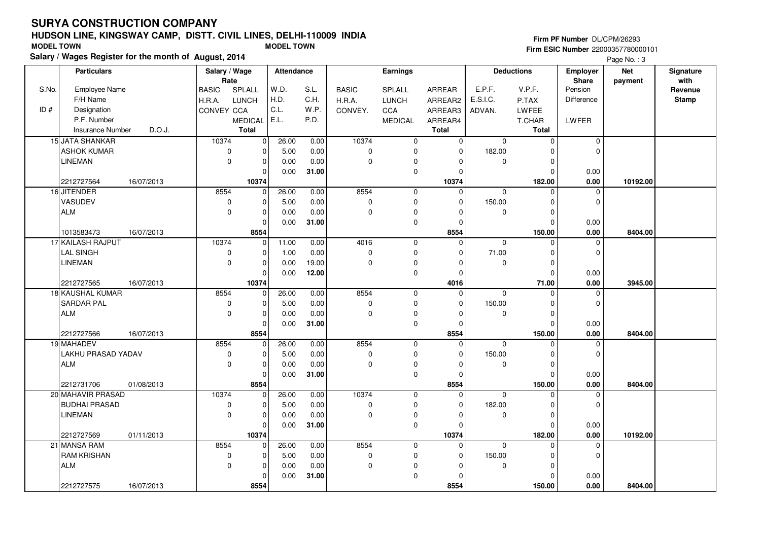# SURYA CONSTRUCTION COMPANY

## HUDSON LINE, KINGSWAY CAMP, DISTT. CIVIL LINES, DELHI-110009 INDIA

**MODEL TOWN** **MODEL TOWN**

**Salary / Wages Register for the month of August, 2014**

**Firm PF Number** DL/CPM/26293
**Firm ESIC Number** 22000357780000101

Page No. : 3

| S.No. / ID # | Particulars: Employee Name / F/H Name / Designation / P.F. Number / Insurance Number, D.O.J. | Salary / Wage Rate: BASIC / H.R.A. / CONVEY | SPLALL / LUNCH / CCA / MEDICAL / Total | Attendance: W.D. / H.D. / C.L. / E.L. | S.L. / C.H. / W.P. / P.D. | Earnings: BASIC / H.R.A. / CONVEY. | SPLALL / LUNCH / CCA / MEDICAL | ARREAR / ARREAR2 / ARREAR3 / ARREAR4 / Total | Deductions: E.P.F. / E.S.I.C. / ADVAN. | V.P.F. / P.TAX / LWFEE / T.CHAR / Total | Employer Share: Pension / Difference / LWFER | Net payment | Signature with Revenue Stamp |
|---|---|---|---|---|---|---|---|---|---|---|---|---|---|
| 15 | JATA SHANKAR | 10374 | 0 | 26.00 | 0.00 | 10374 | 0 | 0 | 0 | 0 | 0 | | |
| | ASHOK KUMAR | 0 | 0 | 5.00 | 0.00 | 0 | 0 | 0 | 182.00 | 0 | 0 | | |
| | LINEMAN | 0 | 0 | 0.00 | 0.00 | 0 | 0 | 0 | 0 | 0 | | | |
| | | | 0 | 0.00 | 31.00 | | 0 | 0 | | 0 | 0.00 | | |
| | 2212727564 16/07/2013 | | 10374 | | | | | 10374 | | 182.00 | 0.00 | 10192.00 | |
| 16 | JITENDER | 8554 | 0 | 26.00 | 0.00 | 8554 | 0 | 0 | 0 | 0 | 0 | | |
| | VASUDEV | 0 | 0 | 5.00 | 0.00 | 0 | 0 | 0 | 150.00 | 0 | 0 | | |
| | ALM | 0 | 0 | 0.00 | 0.00 | 0 | 0 | 0 | 0 | 0 | | | |
| | | | 0 | 0.00 | 31.00 | | 0 | 0 | | 0 | 0.00 | | |
| | 1013583473 16/07/2013 | | 8554 | | | | | 8554 | | 150.00 | 0.00 | 8404.00 | |
| 17 | KAILASH RAJPUT | 10374 | 0 | 11.00 | 0.00 | 4016 | 0 | 0 | 0 | 0 | 0 | | |
| | LAL SINGH | 0 | 0 | 1.00 | 0.00 | 0 | 0 | 0 | 71.00 | 0 | 0 | | |
| | LINEMAN | 0 | 0 | 0.00 | 19.00 | 0 | 0 | 0 | 0 | 0 | | | |
| | | | 0 | 0.00 | 12.00 | | 0 | 0 | | 0 | 0.00 | | |
| | 2212727565 16/07/2013 | | 10374 | | | | | 4016 | | 71.00 | 0.00 | 3945.00 | |
| 18 | KAUSHAL KUMAR | 8554 | 0 | 26.00 | 0.00 | 8554 | 0 | 0 | 0 | 0 | 0 | | |
| | SARDAR PAL | 0 | 0 | 5.00 | 0.00 | 0 | 0 | 0 | 150.00 | 0 | 0 | | |
| | ALM | 0 | 0 | 0.00 | 0.00 | 0 | 0 | 0 | 0 | 0 | | | |
| | | | 0 | 0.00 | 31.00 | | 0 | 0 | | 0 | 0.00 | | |
| | 2212727566 16/07/2013 | | 8554 | | | | | 8554 | | 150.00 | 0.00 | 8404.00 | |
| 19 | MAHADEV | 8554 | 0 | 26.00 | 0.00 | 8554 | 0 | 0 | 0 | 0 | 0 | | |
| | LAKHU PRASAD YADAV | 0 | 0 | 5.00 | 0.00 | 0 | 0 | 0 | 150.00 | 0 | 0 | | |
| | ALM | 0 | 0 | 0.00 | 0.00 | 0 | 0 | 0 | 0 | 0 | | | |
| | | | 0 | 0.00 | 31.00 | | 0 | 0 | | 0 | 0.00 | | |
| | 2212731706 01/08/2013 | | 8554 | | | | | 8554 | | 150.00 | 0.00 | 8404.00 | |
| 20 | MAHAVIR PRASAD | 10374 | 0 | 26.00 | 0.00 | 10374 | 0 | 0 | 0 | 0 | 0 | | |
| | BUDHAI PRASAD | 0 | 0 | 5.00 | 0.00 | 0 | 0 | 0 | 182.00 | 0 | 0 | | |
| | LINEMAN | 0 | 0 | 0.00 | 0.00 | 0 | 0 | 0 | 0 | 0 | | | |
| | | | 0 | 0.00 | 31.00 | | 0 | 0 | | 0 | 0.00 | | |
| | 2212727569 01/11/2013 | | 10374 | | | | | 10374 | | 182.00 | 0.00 | 10192.00 | |
| 21 | MANSA RAM | 8554 | 0 | 26.00 | 0.00 | 8554 | 0 | 0 | 0 | 0 | 0 | | |
| | RAM KRISHAN | 0 | 0 | 5.00 | 0.00 | 0 | 0 | 0 | 150.00 | 0 | 0 | | |
| | ALM | 0 | 0 | 0.00 | 0.00 | 0 | 0 | 0 | 0 | 0 | | | |
| | | | 0 | 0.00 | 31.00 | | 0 | 0 | | 0 | 0.00 | | |
| | 2212727575 16/07/2013 | | 8554 | | | | | 8554 | | 150.00 | 0.00 | 8404.00 | |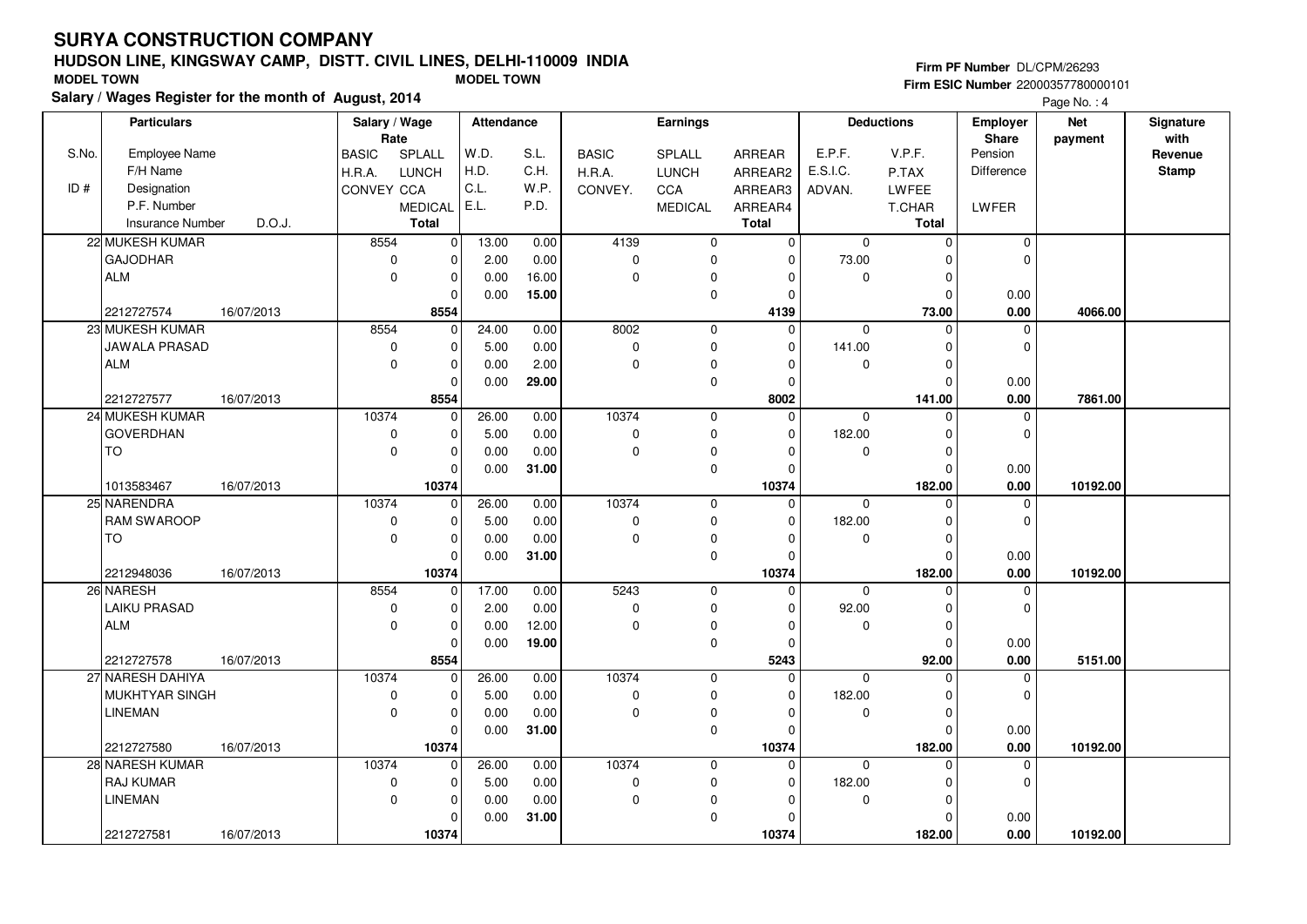# SURYA CONSTRUCTION COMPANY

## HUDSON LINE, KINGSWAY CAMP, DISTT. CIVIL LINES, DELHI-110009 INDIA

**MODEL TOWN** **MODEL TOWN**

**Salary / Wages Register for the month of August, 2014**

Firm PF Number DL/CPM/26293
Firm ESIC Number 22000357780000101

Page No. : 4

| S.No. / ID # | Particulars: Employee Name / F/H Name / Designation / P.F. Number / Insurance Number / D.O.J. | Salary / Wage Rate: BASIC / H.R.A. / CONVEY | SPLALL / LUNCH / CCA / MEDICAL / Total | Attendance: W.D. / H.D. / C.L. / E.L. | S.L. / C.H. / W.P. / P.D. | Earnings: BASIC / H.R.A. / CONVEY. | SPLALL / LUNCH / CCA / MEDICAL | ARREAR / ARREAR2 / ARREAR3 / ARREAR4 / Total | Deductions: E.P.F. / E.S.I.C. / ADVAN. | V.P.F. / P.TAX / LWFEE / T.CHAR / Total | Employer Share: Pension / Difference / LWFER | Net payment | Signature with Revenue Stamp |
|---|---|---|---|---|---|---|---|---|---|---|---|---|---|
| 22 | MUKESH KUMAR / GAJODHAR / ALM / 2212727574 / 16/07/2013 | 8554 / 0 / 0 | 0 / 0 / 0 / 0 / 8554 | 13.00 / 2.00 / 0.00 / 0.00 | 0.00 / 0.00 / 16.00 / 15.00 | 4139 / 0 / 0 | 0 / 0 / 0 / 0 | 0 / 0 / 0 / 0 / 4139 | 0 / 73.00 / 0 | 0 / 0 / 0 / 0 / 73.00 | 0 / 0 / 0.00 / 0.00 | 4066.00 | |
| 23 | MUKESH KUMAR / JAWALA PRASAD / ALM / 2212727577 / 16/07/2013 | 8554 / 0 / 0 | 0 / 0 / 0 / 0 / 8554 | 24.00 / 5.00 / 0.00 / 0.00 | 0.00 / 0.00 / 2.00 / 29.00 | 8002 / 0 / 0 | 0 / 0 / 0 / 0 | 0 / 0 / 0 / 0 / 8002 | 0 / 141.00 / 0 | 0 / 0 / 0 / 0 / 141.00 | 0 / 0 / 0.00 / 0.00 | 7861.00 | |
| 24 | MUKESH KUMAR / GOVERDHAN / TO / 1013583467 / 16/07/2013 | 10374 / 0 / 0 | 0 / 0 / 0 / 0 / 10374 | 26.00 / 5.00 / 0.00 / 0.00 | 0.00 / 0.00 / 0.00 / 31.00 | 10374 / 0 / 0 | 0 / 0 / 0 / 0 | 0 / 0 / 0 / 0 / 10374 | 0 / 182.00 / 0 | 0 / 0 / 0 / 0 / 182.00 | 0 / 0 / 0.00 / 0.00 | 10192.00 | |
| 25 | NARENDRA / RAM SWAROOP / TO / 2212948036 / 16/07/2013 | 10374 / 0 / 0 | 0 / 0 / 0 / 0 / 10374 | 26.00 / 5.00 / 0.00 / 0.00 | 0.00 / 0.00 / 0.00 / 31.00 | 10374 / 0 / 0 | 0 / 0 / 0 / 0 | 0 / 0 / 0 / 0 / 10374 | 0 / 182.00 / 0 | 0 / 0 / 0 / 0 / 182.00 | 0 / 0 / 0.00 / 0.00 | 10192.00 | |
| 26 | NARESH / LAIKU PRASAD / ALM / 2212727578 / 16/07/2013 | 8554 / 0 / 0 | 0 / 0 / 0 / 0 / 8554 | 17.00 / 2.00 / 0.00 / 0.00 | 0.00 / 0.00 / 12.00 / 19.00 | 5243 / 0 / 0 | 0 / 0 / 0 / 0 | 0 / 0 / 0 / 0 / 5243 | 0 / 92.00 / 0 | 0 / 0 / 0 / 0 / 92.00 | 0 / 0 / 0.00 / 0.00 | 5151.00 | |
| 27 | NARESH DAHIYA / MUKHTYAR SINGH / LINEMAN / 2212727580 / 16/07/2013 | 10374 / 0 / 0 | 0 / 0 / 0 / 0 / 10374 | 26.00 / 5.00 / 0.00 / 0.00 | 0.00 / 0.00 / 0.00 / 31.00 | 10374 / 0 / 0 | 0 / 0 / 0 / 0 | 0 / 0 / 0 / 0 / 10374 | 0 / 182.00 / 0 | 0 / 0 / 0 / 0 / 182.00 | 0 / 0 / 0.00 / 0.00 | 10192.00 | |
| 28 | NARESH KUMAR / RAJ KUMAR / LINEMAN / 2212727581 / 16/07/2013 | 10374 / 0 / 0 | 0 / 0 / 0 / 0 / 10374 | 26.00 / 5.00 / 0.00 / 0.00 | 0.00 / 0.00 / 0.00 / 31.00 | 10374 / 0 / 0 | 0 / 0 / 0 / 0 | 0 / 0 / 0 / 0 / 10374 | 0 / 182.00 / 0 | 0 / 0 / 0 / 0 / 182.00 | 0 / 0 / 0.00 / 0.00 | 10192.00 | |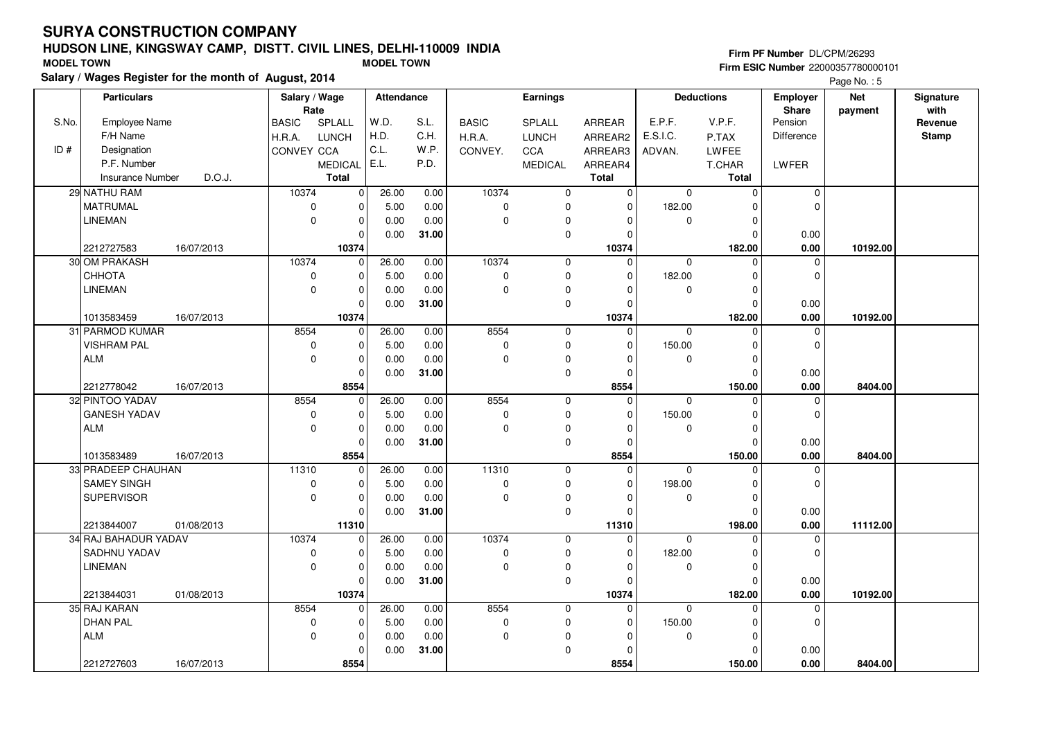# SURYA CONSTRUCTION COMPANY

## HUDSON LINE, KINGSWAY CAMP, DISTT. CIVIL LINES, DELHI-110009 INDIA

**MODEL TOWN** **MODEL TOWN**

**Salary / Wages Register for the month of August, 2014**

**Firm PF Number** DL/CPM/26293
**Firm ESIC Number** 22000357780000101

Page No. : 5

| S.No. / ID # | Particulars: Employee Name / F/H Name / Designation / P.F. Number / Insurance Number, D.O.J. | Salary / Wage Rate: BASIC / H.R.A. / CONVEY | Salary / Wage Rate: SPLALL / LUNCH / CCA / MEDICAL / Total | Attendance: W.D. / H.D. / C.L. / E.L. | Attendance: S.L. / C.H. / W.P. / P.D. | Earnings: BASIC / H.R.A. / CONVEY. | Earnings: SPLALL / LUNCH / CCA / MEDICAL | Earnings: ARREAR / ARREAR2 / ARREAR3 / ARREAR4 / Total | Deductions: E.P.F. / E.S.I.C. / ADVAN. | Deductions: V.P.F. / P.TAX / LWFEE / T.CHAR / Total | Employer Share: Pension / Difference / LWFER | Net payment | Signature with Revenue Stamp |
|---|---|---|---|---|---|---|---|---|---|---|---|---|---|
| 29 | NATHU RAM / MATRUMAL / LINEMAN / 2212727583, 16/07/2013 | 10374 / 0 / 0 | 0 / 0 / 0 / 0 / 10374 | 26.00 / 5.00 / 0.00 / 0.00 | 0.00 / 0.00 / 0.00 / 31.00 | 10374 / 0 / 0 | 0 / 0 / 0 / 0 | 0 / 0 / 0 / 0 / 10374 | 0 / 182.00 / 0 | 0 / 0 / 0 / 0 / 182.00 | 0 / 0 / 0.00 / 0.00 | 10192.00 | |
| 30 | OM PRAKASH / CHHOTA / LINEMAN / 1013583459, 16/07/2013 | 10374 / 0 / 0 | 0 / 0 / 0 / 0 / 10374 | 26.00 / 5.00 / 0.00 / 0.00 | 0.00 / 0.00 / 0.00 / 31.00 | 10374 / 0 / 0 | 0 / 0 / 0 / 0 | 0 / 0 / 0 / 0 / 10374 | 0 / 182.00 / 0 | 0 / 0 / 0 / 0 / 182.00 | 0 / 0 / 0.00 / 0.00 | 10192.00 | |
| 31 | PARMOD KUMAR / VISHRAM PAL / ALM / 2212778042, 16/07/2013 | 8554 / 0 / 0 | 0 / 0 / 0 / 0 / 8554 | 26.00 / 5.00 / 0.00 / 0.00 | 0.00 / 0.00 / 0.00 / 31.00 | 8554 / 0 / 0 | 0 / 0 / 0 / 0 | 0 / 0 / 0 / 0 / 8554 | 0 / 150.00 / 0 | 0 / 0 / 0 / 0 / 150.00 | 0 / 0 / 0.00 / 0.00 | 8404.00 | |
| 32 | PINTOO YADAV / GANESH YADAV / ALM / 1013583489, 16/07/2013 | 8554 / 0 / 0 | 0 / 0 / 0 / 0 / 8554 | 26.00 / 5.00 / 0.00 / 0.00 | 0.00 / 0.00 / 0.00 / 31.00 | 8554 / 0 / 0 | 0 / 0 / 0 / 0 | 0 / 0 / 0 / 0 / 8554 | 0 / 150.00 / 0 | 0 / 0 / 0 / 0 / 150.00 | 0 / 0 / 0.00 / 0.00 | 8404.00 | |
| 33 | PRADEEP CHAUHAN / SAMEY SINGH / SUPERVISOR / 2213844007, 01/08/2013 | 11310 / 0 / 0 | 0 / 0 / 0 / 0 / 11310 | 26.00 / 5.00 / 0.00 / 0.00 | 0.00 / 0.00 / 0.00 / 31.00 | 11310 / 0 / 0 | 0 / 0 / 0 / 0 | 0 / 0 / 0 / 0 / 11310 | 0 / 198.00 / 0 | 0 / 0 / 0 / 0 / 198.00 | 0 / 0 / 0.00 / 0.00 | 11112.00 | |
| 34 | RAJ BAHADUR YADAV / SADHNU YADAV / LINEMAN / 2213844031, 01/08/2013 | 10374 / 0 / 0 | 0 / 0 / 0 / 0 / 10374 | 26.00 / 5.00 / 0.00 / 0.00 | 0.00 / 0.00 / 0.00 / 31.00 | 10374 / 0 / 0 | 0 / 0 / 0 / 0 | 0 / 0 / 0 / 0 / 10374 | 0 / 182.00 / 0 | 0 / 0 / 0 / 0 / 182.00 | 0 / 0 / 0.00 / 0.00 | 10192.00 | |
| 35 | RAJ KARAN / DHAN PAL / ALM / 2212727603, 16/07/2013 | 8554 / 0 / 0 | 0 / 0 / 0 / 0 / 8554 | 26.00 / 5.00 / 0.00 / 0.00 | 0.00 / 0.00 / 0.00 / 31.00 | 8554 / 0 / 0 | 0 / 0 / 0 / 0 | 0 / 0 / 0 / 0 / 8554 | 0 / 150.00 / 0 | 0 / 0 / 0 / 0 / 150.00 | 0 / 0 / 0.00 / 0.00 | 8404.00 | |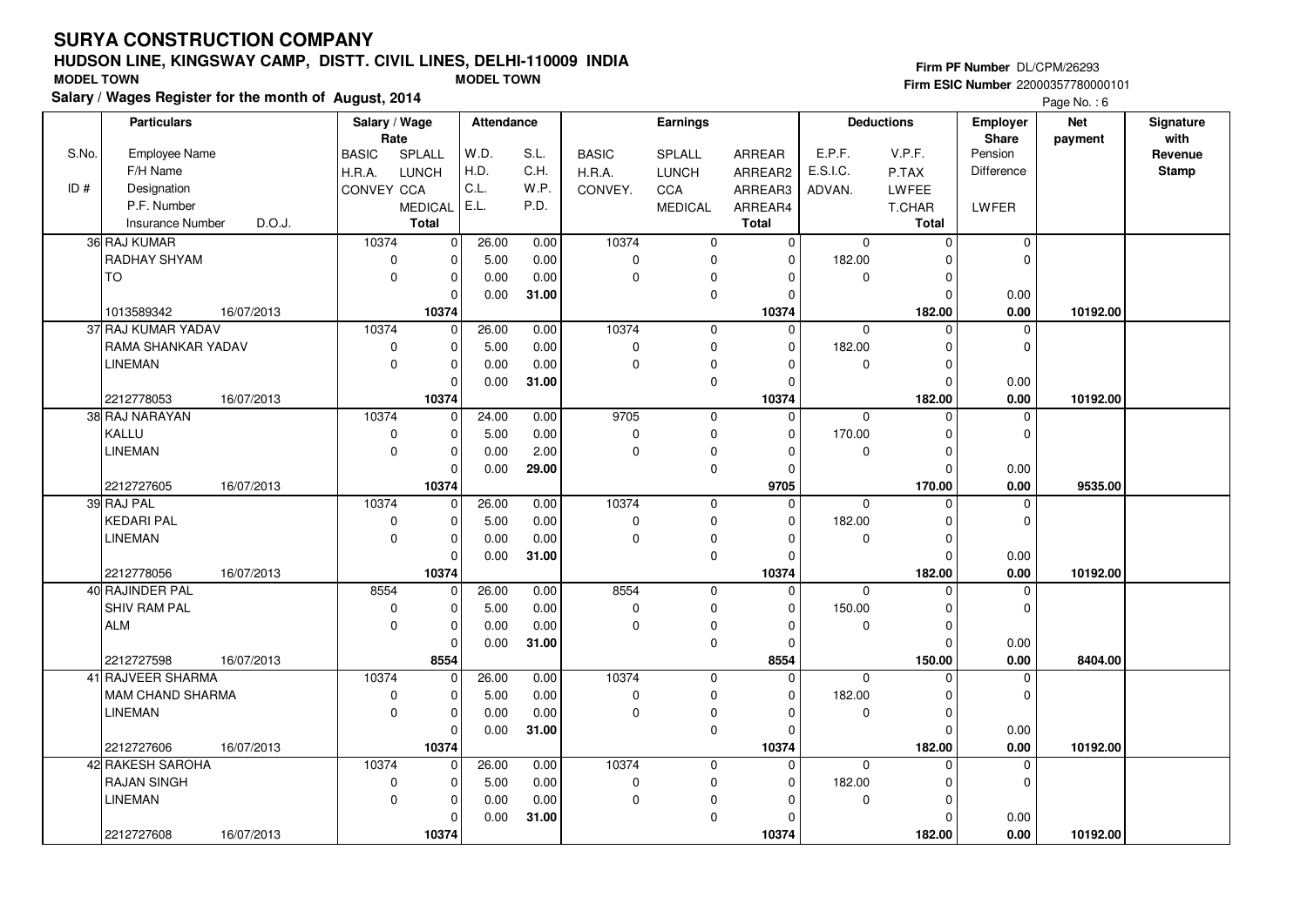# SURYA CONSTRUCTION COMPANY

## HUDSON LINE, KINGSWAY CAMP, DISTT. CIVIL LINES, DELHI-110009 INDIA

**MODEL TOWN** **MODEL TOWN**

**Salary / Wages Register for the month of August, 2014**

**Firm PF Number** DL/CPM/26293
**Firm ESIC Number** 22000357780000101

Page No. : 6

| S.No. / ID # | Particulars: Employee Name / F/H Name / Designation / P.F. Number / Insurance Number / D.O.J. | Salary / Wage Rate: BASIC / H.R.A. / CONVEY | SPLALL / LUNCH / CCA / MEDICAL / Total | Attendance: W.D. / H.D. / C.L. / E.L. | S.L. / C.H. / W.P. / P.D. | Earnings: BASIC / H.R.A. / CONVEY. | SPLALL / LUNCH / CCA / MEDICAL | ARREAR / ARREAR2 / ARREAR3 / ARREAR4 / Total | Deductions: E.P.F. / E.S.I.C. / ADVAN. | V.P.F. / P.TAX / LWFEE / T.CHAR / Total | Employer Share: Pension / Difference / LWFER | Net payment | Signature with Revenue Stamp |
|---|---|---|---|---|---|---|---|---|---|---|---|---|---|
| 36 | RAJ KUMAR | 10374 | 0 | 26.00 | 0.00 | 10374 | 0 | 0 | 0 | 0 | 0 | | |
| | RADHAY SHYAM | 0 | 0 | 5.00 | 0.00 | 0 | 0 | 0 | 182.00 | 0 | 0 | | |
| | TO | 0 | 0 | 0.00 | 0.00 | 0 | 0 | 0 | 0 | 0 | | | |
| | | | 0 | 0.00 | 31.00 | | 0 | 0 | | 0 | 0.00 | | |
| | 1013589342 16/07/2013 | | 10374 | | | | | 10374 | | 182.00 | 0.00 | 10192.00 | |
| 37 | RAJ KUMAR YADAV | 10374 | 0 | 26.00 | 0.00 | 10374 | 0 | 0 | 0 | 0 | 0 | | |
| | RAMA SHANKAR YADAV | 0 | 0 | 5.00 | 0.00 | 0 | 0 | 0 | 182.00 | 0 | 0 | | |
| | LINEMAN | 0 | 0 | 0.00 | 0.00 | 0 | 0 | 0 | 0 | 0 | | | |
| | | | 0 | 0.00 | 31.00 | | 0 | 0 | | 0 | 0.00 | | |
| | 2212778053 16/07/2013 | | 10374 | | | | | 10374 | | 182.00 | 0.00 | 10192.00 | |
| 38 | RAJ NARAYAN | 10374 | 0 | 24.00 | 0.00 | 9705 | 0 | 0 | 0 | 0 | 0 | | |
| | KALLU | 0 | 0 | 5.00 | 0.00 | 0 | 0 | 0 | 170.00 | 0 | 0 | | |
| | LINEMAN | 0 | 0 | 0.00 | 2.00 | 0 | 0 | 0 | 0 | 0 | | | |
| | | | 0 | 0.00 | 29.00 | | 0 | 0 | | 0 | 0.00 | | |
| | 2212727605 16/07/2013 | | 10374 | | | | | 9705 | | 170.00 | 0.00 | 9535.00 | |
| 39 | RAJ PAL | 10374 | 0 | 26.00 | 0.00 | 10374 | 0 | 0 | 0 | 0 | 0 | | |
| | KEDARI PAL | 0 | 0 | 5.00 | 0.00 | 0 | 0 | 0 | 182.00 | 0 | 0 | | |
| | LINEMAN | 0 | 0 | 0.00 | 0.00 | 0 | 0 | 0 | 0 | 0 | | | |
| | | | 0 | 0.00 | 31.00 | | 0 | 0 | | 0 | 0.00 | | |
| | 2212778056 16/07/2013 | | 10374 | | | | | 10374 | | 182.00 | 0.00 | 10192.00 | |
| 40 | RAJINDER PAL | 8554 | 0 | 26.00 | 0.00 | 8554 | 0 | 0 | 0 | 0 | 0 | | |
| | SHIV RAM PAL | 0 | 0 | 5.00 | 0.00 | 0 | 0 | 0 | 150.00 | 0 | 0 | | |
| | ALM | 0 | 0 | 0.00 | 0.00 | 0 | 0 | 0 | 0 | 0 | | | |
| | | | 0 | 0.00 | 31.00 | | 0 | 0 | | 0 | 0.00 | | |
| | 2212727598 16/07/2013 | | 8554 | | | | | 8554 | | 150.00 | 0.00 | 8404.00 | |
| 41 | RAJVEER SHARMA | 10374 | 0 | 26.00 | 0.00 | 10374 | 0 | 0 | 0 | 0 | 0 | | |
| | MAM CHAND SHARMA | 0 | 0 | 5.00 | 0.00 | 0 | 0 | 0 | 182.00 | 0 | 0 | | |
| | LINEMAN | 0 | 0 | 0.00 | 0.00 | 0 | 0 | 0 | 0 | 0 | | | |
| | | | 0 | 0.00 | 31.00 | | 0 | 0 | | 0 | 0.00 | | |
| | 2212727606 16/07/2013 | | 10374 | | | | | 10374 | | 182.00 | 0.00 | 10192.00 | |
| 42 | RAKESH SAROHA | 10374 | 0 | 26.00 | 0.00 | 10374 | 0 | 0 | 0 | 0 | 0 | | |
| | RAJAN SINGH | 0 | 0 | 5.00 | 0.00 | 0 | 0 | 0 | 182.00 | 0 | 0 | | |
| | LINEMAN | 0 | 0 | 0.00 | 0.00 | 0 | 0 | 0 | 0 | 0 | | | |
| | | | 0 | 0.00 | 31.00 | | 0 | 0 | | 0 | 0.00 | | |
| | 2212727608 16/07/2013 | | 10374 | | | | | 10374 | | 182.00 | 0.00 | 10192.00 | |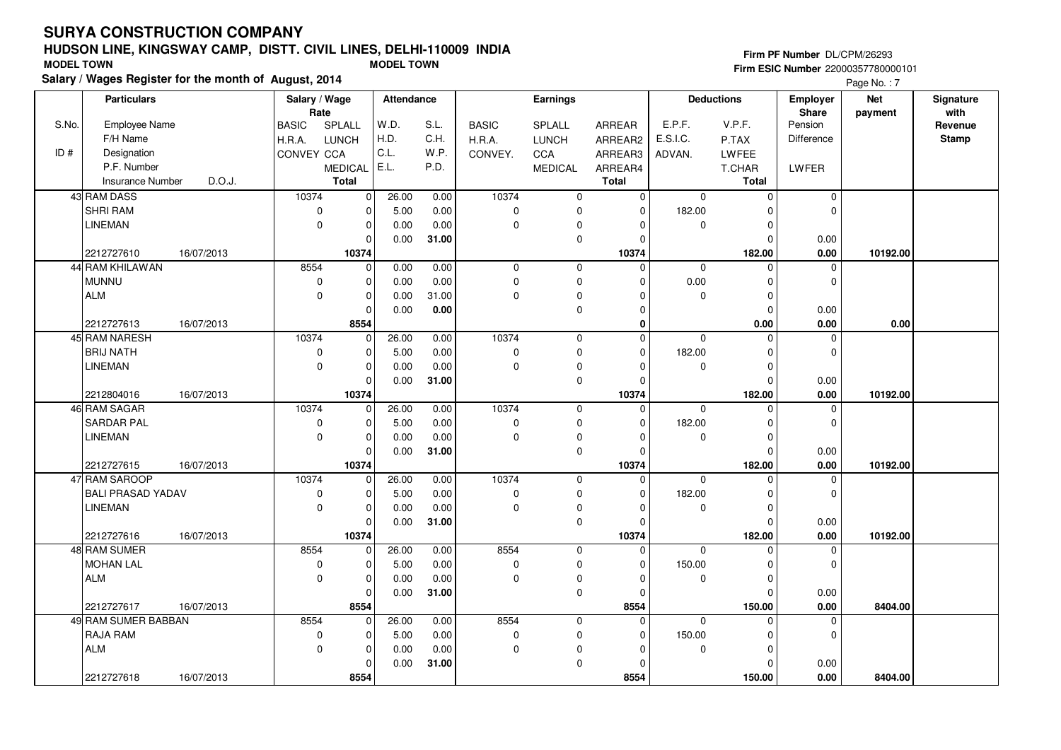# SURYA CONSTRUCTION COMPANY

## HUDSON LINE, KINGSWAY CAMP, DISTT. CIVIL LINES, DELHI-110009 INDIA

**MODEL TOWN** **MODEL TOWN**

**Salary / Wages Register for the month of August, 2014**

**Firm PF Number** DL/CPM/26293
**Firm ESIC Number** 22000357780000101

| S.No. / ID # | Particulars: Employee Name / F/H Name / Designation / P.F. Number / Insurance Number / D.O.J. | Salary / Wage Rate: BASIC / H.R.A. / CONVEY | SPLALL / LUNCH / CCA / MEDICAL / Total | Attendance: W.D. / H.D. / C.L. / E.L. | S.L. / C.H. / W.P. / P.D. | Earnings: BASIC / H.R.A. / CONVEY. | SPLALL / LUNCH / CCA / MEDICAL | ARREAR / ARREAR2 / ARREAR3 / ARREAR4 / Total | Deductions: E.P.F. / E.S.I.C. / ADVAN. | V.P.F. / P.TAX / LWFEE / T.CHAR / Total | Employer Share: Pension / Difference / LWFER | Net payment | Signature with Revenue Stamp |
|---|---|---|---|---|---|---|---|---|---|---|---|---|---|
| 43 | RAM DASS / SHRI RAM / LINEMAN / 2212727610 / 16/07/2013 | 10374 / 0 / 0 | 0 / 0 / 0 / 0 / 10374 | 26.00 / 5.00 / 0.00 / 0.00 | 0.00 / 0.00 / 0.00 / 31.00 | 10374 / 0 / 0 | 0 / 0 / 0 / 0 | 0 / 0 / 0 / 0 / 10374 | 0 / 182.00 / 0 | 0 / 0 / 0 / 0 / 182.00 | 0 / 0 / 0.00 / 0.00 | 10192.00 | |
| 44 | RAM KHILAWAN / MUNNU / ALM / 2212727613 / 16/07/2013 | 8554 / 0 / 0 | 0 / 0 / 0 / 0 / 8554 | 0.00 / 0.00 / 0.00 / 0.00 | 0.00 / 0.00 / 31.00 / 0.00 | 0 / 0 / 0 | 0 / 0 / 0 / 0 | 0 / 0 / 0 / 0 / 0 | 0 / 0.00 / 0 | 0 / 0 / 0 / 0 / 0.00 | 0 / 0 / 0.00 / 0.00 | 0.00 | |
| 45 | RAM NARESH / BRIJ NATH / LINEMAN / 2212804016 / 16/07/2013 | 10374 / 0 / 0 | 0 / 0 / 0 / 0 / 10374 | 26.00 / 5.00 / 0.00 / 0.00 | 0.00 / 0.00 / 0.00 / 31.00 | 10374 / 0 / 0 | 0 / 0 / 0 / 0 | 0 / 0 / 0 / 0 / 10374 | 0 / 182.00 / 0 | 0 / 0 / 0 / 0 / 182.00 | 0 / 0 / 0.00 / 0.00 | 10192.00 | |
| 46 | RAM SAGAR / SARDAR PAL / LINEMAN / 2212727615 / 16/07/2013 | 10374 / 0 / 0 | 0 / 0 / 0 / 0 / 10374 | 26.00 / 5.00 / 0.00 / 0.00 | 0.00 / 0.00 / 0.00 / 31.00 | 10374 / 0 / 0 | 0 / 0 / 0 / 0 | 0 / 0 / 0 / 0 / 10374 | 0 / 182.00 / 0 | 0 / 0 / 0 / 0 / 182.00 | 0 / 0 / 0.00 / 0.00 | 10192.00 | |
| 47 | RAM SAROOP / BALI PRASAD YADAV / LINEMAN / 2212727616 / 16/07/2013 | 10374 / 0 / 0 | 0 / 0 / 0 / 0 / 10374 | 26.00 / 5.00 / 0.00 / 0.00 | 0.00 / 0.00 / 0.00 / 31.00 | 10374 / 0 / 0 | 0 / 0 / 0 / 0 | 0 / 0 / 0 / 0 / 10374 | 0 / 182.00 / 0 | 0 / 0 / 0 / 0 / 182.00 | 0 / 0 / 0.00 / 0.00 | 10192.00 | |
| 48 | RAM SUMER / MOHAN LAL / ALM / 2212727617 / 16/07/2013 | 8554 / 0 / 0 | 0 / 0 / 0 / 0 / 8554 | 26.00 / 5.00 / 0.00 / 0.00 | 0.00 / 0.00 / 0.00 / 31.00 | 8554 / 0 / 0 | 0 / 0 / 0 / 0 | 0 / 0 / 0 / 0 / 8554 | 0 / 150.00 / 0 | 0 / 0 / 0 / 0 / 150.00 | 0 / 0 / 0.00 / 0.00 | 8404.00 | |
| 49 | RAM SUMER BABBAN / RAJA RAM / ALM / 2212727618 / 16/07/2013 | 8554 / 0 / 0 | 0 / 0 / 0 / 0 / 8554 | 26.00 / 5.00 / 0.00 / 0.00 | 0.00 / 0.00 / 0.00 / 31.00 | 8554 / 0 / 0 | 0 / 0 / 0 / 0 | 0 / 0 / 0 / 0 / 8554 | 0 / 150.00 / 0 | 0 / 0 / 0 / 0 / 150.00 | 0 / 0 / 0.00 / 0.00 | 8404.00 | |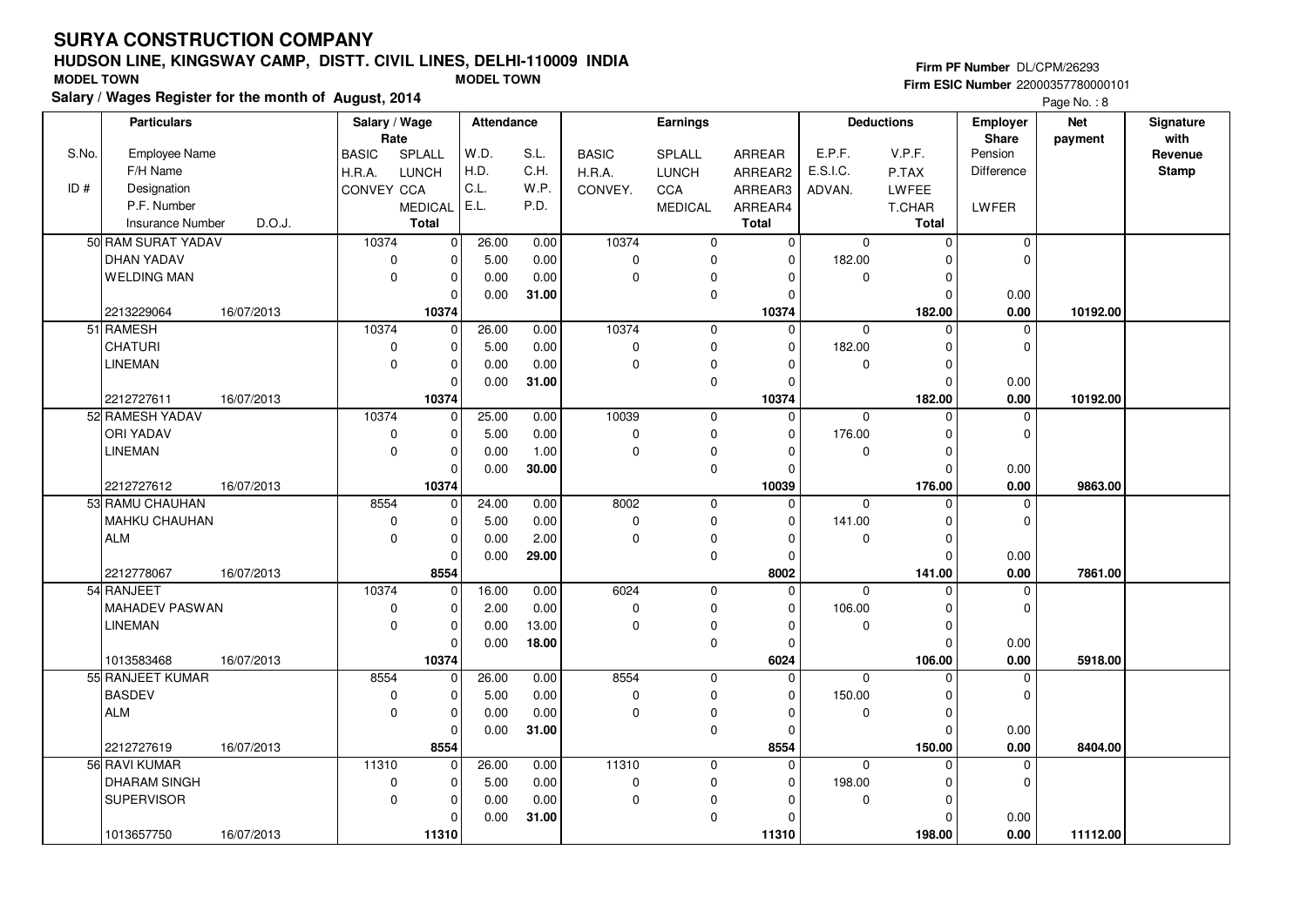# SURYA CONSTRUCTION COMPANY

## HUDSON LINE, KINGSWAY CAMP, DISTT. CIVIL LINES, DELHI-110009 INDIA

**MODEL TOWN** **MODEL TOWN**

**Salary / Wages Register for the month of August, 2014**

**Firm PF Number** DL/CPM/26293
**Firm ESIC Number** 22000357780000101

Page No. : 8

| S.No. / ID # | Particulars: Employee Name / F/H Name / Designation / P.F. Number / Insurance Number / D.O.J. | Salary / Wage Rate: BASIC / H.R.A. / CONVEY | SPLALL / LUNCH / CCA / MEDICAL / Total | Attendance: W.D. / H.D. / C.L. / E.L. | S.L. / C.H. / W.P. / P.D. | Earnings: BASIC / H.R.A. / CONVEY. | SPLALL / LUNCH / CCA / MEDICAL | ARREAR / ARREAR2 / ARREAR3 / ARREAR4 / Total | Deductions: E.P.F. / E.S.I.C. / ADVAN. | V.P.F. / P.TAX / LWFEE / T.CHAR / Total | Employer Share: Pension / Difference / LWFER | Net payment | Signature with Revenue Stamp |
|---|---|---|---|---|---|---|---|---|---|---|---|---|---|
| 50 | RAM SURAT YADAV / DHAN YADAV / WELDING MAN / 2213229064 / 16/07/2013 | 10374 / 0 / 0 | 0 / 0 / 0 / 0 / 10374 | 26.00 / 5.00 / 0.00 / 0.00 | 0.00 / 0.00 / 0.00 / 31.00 | 10374 / 0 / 0 | 0 / 0 / 0 / 0 | 0 / 0 / 0 / 0 / 10374 | 0 / 182.00 / 0 | 0 / 0 / 0 / 0 / 182.00 | 0 / 0 / 0.00 / 0.00 | 10192.00 | |
| 51 | RAMESH / CHATURI / LINEMAN / 2212727611 / 16/07/2013 | 10374 / 0 / 0 | 0 / 0 / 0 / 0 / 10374 | 26.00 / 5.00 / 0.00 / 0.00 | 0.00 / 0.00 / 0.00 / 31.00 | 10374 / 0 / 0 | 0 / 0 / 0 / 0 | 0 / 0 / 0 / 0 / 10374 | 0 / 182.00 / 0 | 0 / 0 / 0 / 0 / 182.00 | 0 / 0 / 0.00 / 0.00 | 10192.00 | |
| 52 | RAMESH YADAV / ORI YADAV / LINEMAN / 2212727612 / 16/07/2013 | 10374 / 0 / 0 | 0 / 0 / 0 / 0 / 10374 | 25.00 / 5.00 / 0.00 / 0.00 | 0.00 / 0.00 / 1.00 / 30.00 | 10039 / 0 / 0 | 0 / 0 / 0 / 0 | 0 / 0 / 0 / 0 / 10039 | 0 / 176.00 / 0 | 0 / 0 / 0 / 0 / 176.00 | 0 / 0 / 0.00 / 0.00 | 9863.00 | |
| 53 | RAMU CHAUHAN / MAHKU CHAUHAN / ALM / 2212778067 / 16/07/2013 | 8554 / 0 / 0 | 0 / 0 / 0 / 0 / 8554 | 24.00 / 5.00 / 0.00 / 0.00 | 0.00 / 0.00 / 2.00 / 29.00 | 8002 / 0 / 0 | 0 / 0 / 0 / 0 | 0 / 0 / 0 / 0 / 8002 | 0 / 141.00 / 0 | 0 / 0 / 0 / 0 / 141.00 | 0 / 0 / 0.00 / 0.00 | 7861.00 | |
| 54 | RANJEET / MAHADEV PASWAN / LINEMAN / 1013583468 / 16/07/2013 | 10374 / 0 / 0 | 0 / 0 / 0 / 0 / 10374 | 16.00 / 2.00 / 0.00 / 0.00 | 0.00 / 0.00 / 13.00 / 18.00 | 6024 / 0 / 0 | 0 / 0 / 0 / 0 | 0 / 0 / 0 / 0 / 6024 | 0 / 106.00 / 0 | 0 / 0 / 0 / 0 / 106.00 | 0 / 0 / 0.00 / 0.00 | 5918.00 | |
| 55 | RANJEET KUMAR / BASDEV / ALM / 2212727619 / 16/07/2013 | 8554 / 0 / 0 | 0 / 0 / 0 / 0 / 8554 | 26.00 / 5.00 / 0.00 / 0.00 | 0.00 / 0.00 / 0.00 / 31.00 | 8554 / 0 / 0 | 0 / 0 / 0 / 0 | 0 / 0 / 0 / 0 / 8554 | 0 / 150.00 / 0 | 0 / 0 / 0 / 0 / 150.00 | 0 / 0 / 0.00 / 0.00 | 8404.00 | |
| 56 | RAVI KUMAR / DHARAM SINGH / SUPERVISOR / 1013657750 / 16/07/2013 | 11310 / 0 / 0 | 0 / 0 / 0 / 0 / 11310 | 26.00 / 5.00 / 0.00 / 0.00 | 0.00 / 0.00 / 0.00 / 31.00 | 11310 / 0 / 0 | 0 / 0 / 0 / 0 | 0 / 0 / 0 / 0 / 11310 | 0 / 198.00 / 0 | 0 / 0 / 0 / 0 / 198.00 | 0 / 0 / 0.00 / 0.00 | 11112.00 | |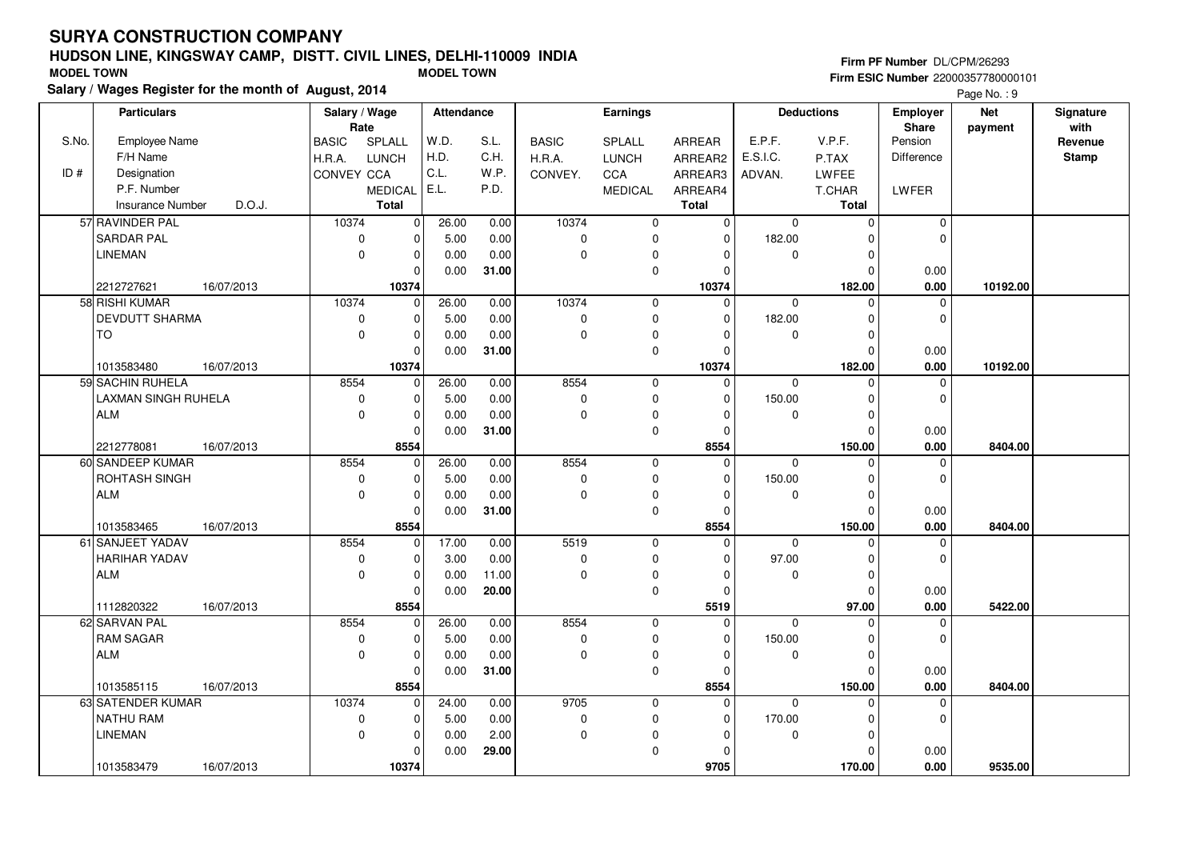# SURYA CONSTRUCTION COMPANY

## HUDSON LINE, KINGSWAY CAMP, DISTT. CIVIL LINES, DELHI-110009 INDIA

**MODEL TOWN** **MODEL TOWN**

**Salary / Wages Register for the month of August, 2014**

**Firm PF Number** DL/CPM/26293
**Firm ESIC Number** 22000357780000101

| S.No. / ID # | Employee Name / F/H Name / Designation / P.F. Number / Insurance Number / D.O.J. | BASIC / H.R.A. / CONVEY | SPLALL / LUNCH / CCA / MEDICAL / Total | W.D. / H.D. / C.L. / E.L. | S.L. / C.H. / W.P. / P.D. | BASIC / H.R.A. / CONVEY. | SPLALL / LUNCH / CCA / MEDICAL | ARREAR / ARREAR2 / ARREAR3 / ARREAR4 / Total | E.P.F. / E.S.I.C. / ADVAN. | V.P.F. / P.TAX / LWFEE / T.CHAR / Total | Employer Share Pension / Difference / LWFER | Net payment | Signature with Revenue Stamp |
|---|---|---|---|---|---|---|---|---|---|---|---|---|---|
| 57 | RAVINDER PAL / SARDAR PAL / LINEMAN / 2212727621 / 16/07/2013 | 10374 / 0 / 0 | 0 / 0 / 0 / 0 / 10374 | 26.00 / 5.00 / 0.00 / 0.00 | 0.00 / 0.00 / 0.00 / 31.00 | 10374 / 0 / 0 | 0 / 0 / 0 / 0 | 0 / 0 / 0 / 0 / 10374 | 0 / 182.00 / 0 | 0 / 0 / 0 / 0 / 182.00 | 0 / 0 / 0.00 / 0.00 | 10192.00 | |
| 58 | RISHI KUMAR / DEVDUTT SHARMA / TO / 1013583480 / 16/07/2013 | 10374 / 0 / 0 | 0 / 0 / 0 / 0 / 10374 | 26.00 / 5.00 / 0.00 / 0.00 | 0.00 / 0.00 / 0.00 / 31.00 | 10374 / 0 / 0 | 0 / 0 / 0 / 0 | 0 / 0 / 0 / 0 / 10374 | 0 / 182.00 / 0 | 0 / 0 / 0 / 0 / 182.00 | 0 / 0 / 0.00 / 0.00 | 10192.00 | |
| 59 | SACHIN RUHELA / LAXMAN SINGH RUHELA / ALM / 2212778081 / 16/07/2013 | 8554 / 0 / 0 | 0 / 0 / 0 / 0 / 8554 | 26.00 / 5.00 / 0.00 / 0.00 | 0.00 / 0.00 / 0.00 / 31.00 | 8554 / 0 / 0 | 0 / 0 / 0 / 0 | 0 / 0 / 0 / 0 / 8554 | 0 / 150.00 / 0 | 0 / 0 / 0 / 0 / 150.00 | 0 / 0 / 0.00 / 0.00 | 8404.00 | |
| 60 | SANDEEP KUMAR / ROHTASH SINGH / ALM / 1013583465 / 16/07/2013 | 8554 / 0 / 0 | 0 / 0 / 0 / 0 / 8554 | 26.00 / 5.00 / 0.00 / 0.00 | 0.00 / 0.00 / 0.00 / 31.00 | 8554 / 0 / 0 | 0 / 0 / 0 / 0 | 0 / 0 / 0 / 0 / 8554 | 0 / 150.00 / 0 | 0 / 0 / 0 / 0 / 150.00 | 0 / 0 / 0.00 / 0.00 | 8404.00 | |
| 61 | SANJEET YADAV / HARIHAR YADAV / ALM / 1112820322 / 16/07/2013 | 8554 / 0 / 0 | 0 / 0 / 0 / 0 / 8554 | 17.00 / 3.00 / 0.00 / 0.00 | 0.00 / 0.00 / 11.00 / 20.00 | 5519 / 0 / 0 | 0 / 0 / 0 / 0 | 0 / 0 / 0 / 0 / 5519 | 0 / 97.00 / 0 | 0 / 0 / 0 / 0 / 97.00 | 0 / 0 / 0.00 / 0.00 | 5422.00 | |
| 62 | SARVAN PAL / RAM SAGAR / ALM / 1013585115 / 16/07/2013 | 8554 / 0 / 0 | 0 / 0 / 0 / 0 / 8554 | 26.00 / 5.00 / 0.00 / 0.00 | 0.00 / 0.00 / 0.00 / 31.00 | 8554 / 0 / 0 | 0 / 0 / 0 / 0 | 0 / 0 / 0 / 0 / 8554 | 0 / 150.00 / 0 | 0 / 0 / 0 / 0 / 150.00 | 0 / 0 / 0.00 / 0.00 | 8404.00 | |
| 63 | SATENDER KUMAR / NATHU RAM / LINEMAN / 1013583479 / 16/07/2013 | 10374 / 0 / 0 | 0 / 0 / 0 / 0 / 10374 | 24.00 / 5.00 / 0.00 / 0.00 | 0.00 / 0.00 / 2.00 / 29.00 | 9705 / 0 / 0 | 0 / 0 / 0 / 0 | 0 / 0 / 0 / 0 / 9705 | 0 / 170.00 / 0 | 0 / 0 / 0 / 0 / 170.00 | 0 / 0 / 0.00 / 0.00 | 9535.00 | |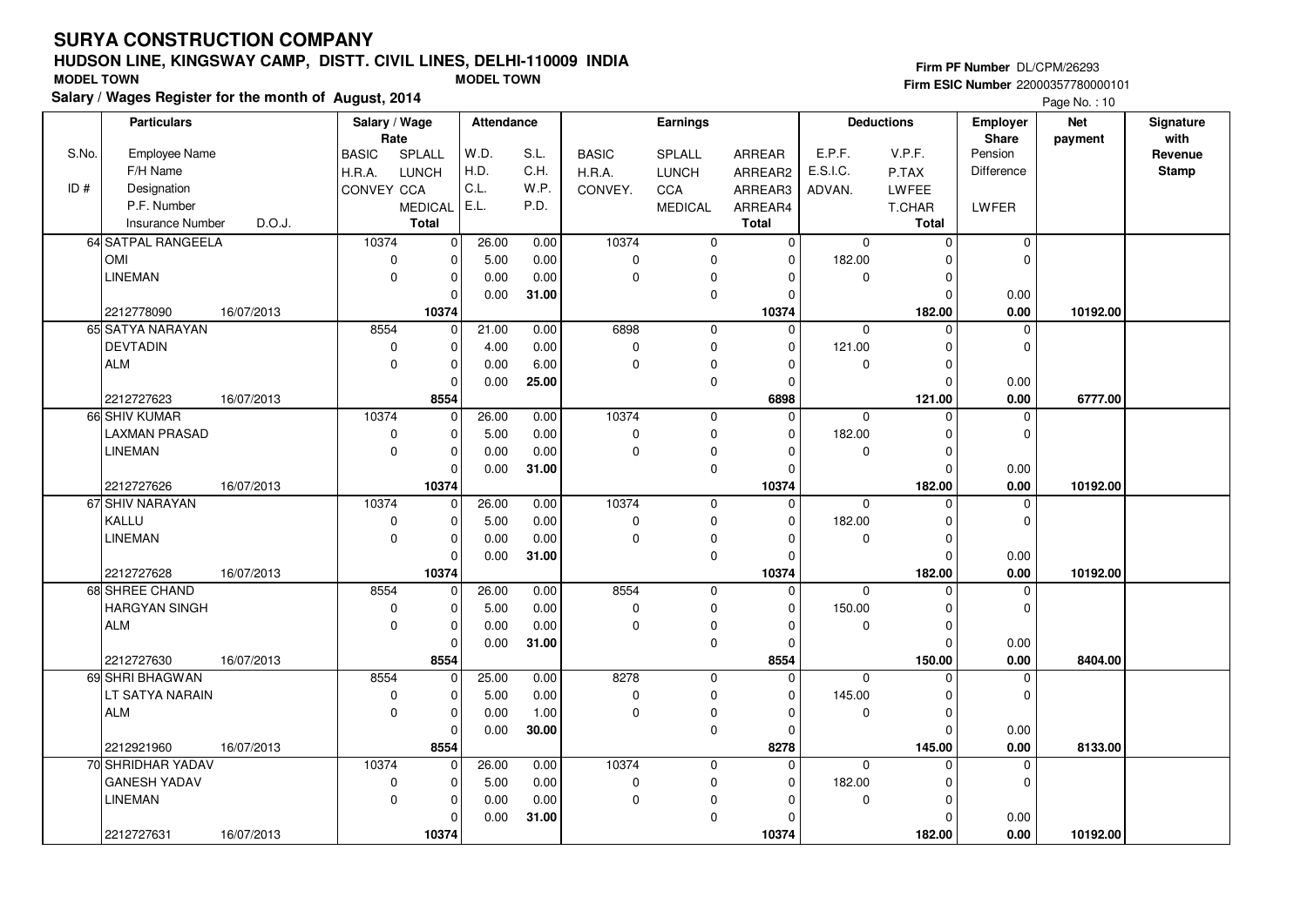# SURYA CONSTRUCTION COMPANY

## HUDSON LINE, KINGSWAY CAMP, DISTT. CIVIL LINES, DELHI-110009 INDIA

**MODEL TOWN** **MODEL TOWN**

**Salary / Wages Register for the month of August, 2014**

**Firm PF Number** DL/CPM/26293
**Firm ESIC Number** 22000357780000101

Page No. : 10

| S.No. / ID # | Employee Name / F/H Name / Designation / P.F. Number / Insurance Number | D.O.J. | BASIC / H.R.A. / CONVEY | SPLALL / LUNCH / CCA / MEDICAL / Total | W.D. / H.D. / C.L. / E.L. | S.L. / C.H. / W.P. / P.D. | BASIC / H.R.A. / CONVEY. | SPLALL / LUNCH / CCA / MEDICAL | ARREAR / ARREAR2 / ARREAR3 / ARREAR4 / Total | E.P.F. / E.S.I.C. / ADVAN. | V.P.F. / P.TAX / LWFEE / T.CHAR / Total | Employer Share Pension / Difference / LWFER | Net payment | Signature with Revenue Stamp |
|---|---|---|---|---|---|---|---|---|---|---|---|---|---|---|
| 64 | SATPAL RANGEELA | | 10374 | 0 | 26.00 | 0.00 | 10374 | 0 | 0 | 0 | 0 | 0 | | |
| | OMI | | 0 | 0 | 5.00 | 0.00 | 0 | 0 | 0 | 182.00 | 0 | 0 | | |
| | LINEMAN | | 0 | 0 | 0.00 | 0.00 | 0 | 0 | 0 | 0 | 0 | | | |
| | | | | 0 | 0.00 | **31.00** | | 0 | 0 | | 0 | 0.00 | | |
| | 2212778090 | 16/07/2013 | | **10374** | | | | | **10374** | | **182.00** | **0.00** | **10192.00** | |
| 65 | SATYA NARAYAN | | 8554 | 0 | 21.00 | 0.00 | 6898 | 0 | 0 | 0 | 0 | 0 | | |
| | DEVTADIN | | 0 | 0 | 4.00 | 0.00 | 0 | 0 | 0 | 121.00 | 0 | 0 | | |
| | ALM | | 0 | 0 | 0.00 | 6.00 | 0 | 0 | 0 | 0 | 0 | | | |
| | | | | 0 | 0.00 | **25.00** | | 0 | 0 | | 0 | 0.00 | | |
| | 2212727623 | 16/07/2013 | | **8554** | | | | | **6898** | | **121.00** | **0.00** | **6777.00** | |
| 66 | SHIV KUMAR | | 10374 | 0 | 26.00 | 0.00 | 10374 | 0 | 0 | 0 | 0 | 0 | | |
| | LAXMAN PRASAD | | 0 | 0 | 5.00 | 0.00 | 0 | 0 | 0 | 182.00 | 0 | 0 | | |
| | LINEMAN | | 0 | 0 | 0.00 | 0.00 | 0 | 0 | 0 | 0 | 0 | | | |
| | | | | 0 | 0.00 | **31.00** | | 0 | 0 | | 0 | 0.00 | | |
| | 2212727626 | 16/07/2013 | | **10374** | | | | | **10374** | | **182.00** | **0.00** | **10192.00** | |
| 67 | SHIV NARAYAN | | 10374 | 0 | 26.00 | 0.00 | 10374 | 0 | 0 | 0 | 0 | 0 | | |
| | KALLU | | 0 | 0 | 5.00 | 0.00 | 0 | 0 | 0 | 182.00 | 0 | 0 | | |
| | LINEMAN | | 0 | 0 | 0.00 | 0.00 | 0 | 0 | 0 | 0 | 0 | | | |
| | | | | 0 | 0.00 | **31.00** | | 0 | 0 | | 0 | 0.00 | | |
| | 2212727628 | 16/07/2013 | | **10374** | | | | | **10374** | | **182.00** | **0.00** | **10192.00** | |
| 68 | SHREE CHAND | | 8554 | 0 | 26.00 | 0.00 | 8554 | 0 | 0 | 0 | 0 | 0 | | |
| | HARGYAN SINGH | | 0 | 0 | 5.00 | 0.00 | 0 | 0 | 0 | 150.00 | 0 | 0 | | |
| | ALM | | 0 | 0 | 0.00 | 0.00 | 0 | 0 | 0 | 0 | 0 | | | |
| | | | | 0 | 0.00 | **31.00** | | 0 | 0 | | 0 | 0.00 | | |
| | 2212727630 | 16/07/2013 | | **8554** | | | | | **8554** | | **150.00** | **0.00** | **8404.00** | |
| 69 | SHRI BHAGWAN | | 8554 | 0 | 25.00 | 0.00 | 8278 | 0 | 0 | 0 | 0 | 0 | | |
| | LT SATYA NARAIN | | 0 | 0 | 5.00 | 0.00 | 0 | 0 | 0 | 145.00 | 0 | 0 | | |
| | ALM | | 0 | 0 | 0.00 | 1.00 | 0 | 0 | 0 | 0 | 0 | | | |
| | | | | 0 | 0.00 | **30.00** | | 0 | 0 | | 0 | 0.00 | | |
| | 2212921960 | 16/07/2013 | | **8554** | | | | | **8278** | | **145.00** | **0.00** | **8133.00** | |
| 70 | SHRIDHAR YADAV | | 10374 | 0 | 26.00 | 0.00 | 10374 | 0 | 0 | 0 | 0 | 0 | | |
| | GANESH YADAV | | 0 | 0 | 5.00 | 0.00 | 0 | 0 | 0 | 182.00 | 0 | 0 | | |
| | LINEMAN | | 0 | 0 | 0.00 | 0.00 | 0 | 0 | 0 | 0 | 0 | | | |
| | | | | 0 | 0.00 | **31.00** | | 0 | 0 | | 0 | 0.00 | | |
| | 2212727631 | 16/07/2013 | | **10374** | | | | | **10374** | | **182.00** | **0.00** | **10192.00** | |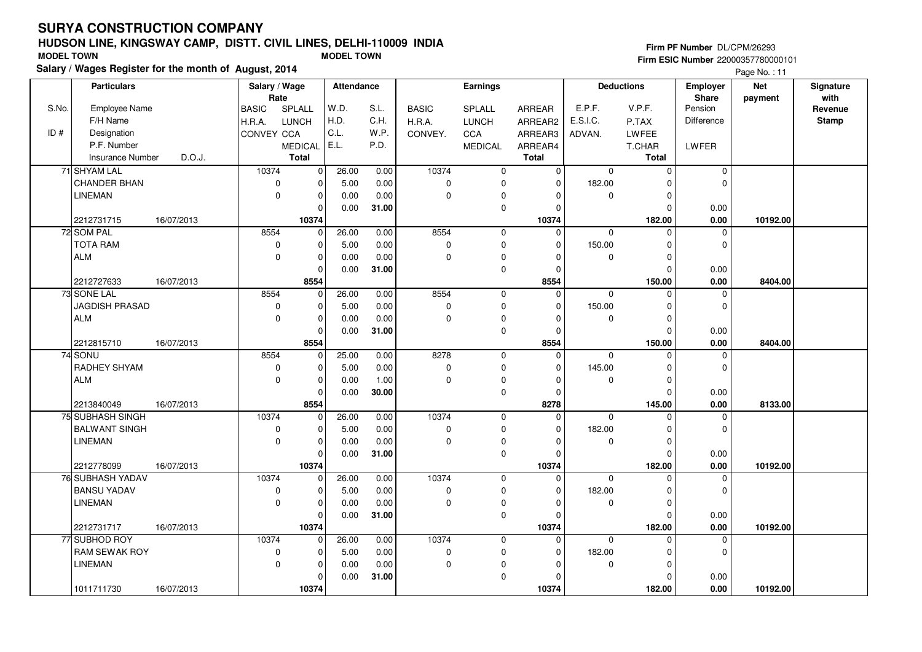# SURYA CONSTRUCTION COMPANY

## HUDSON LINE, KINGSWAY CAMP, DISTT. CIVIL LINES, DELHI-110009 INDIA

MODEL TOWN　　　MODEL TOWN

**Salary / Wages Register for the month of August, 2014**

Firm PF Number DL/CPM/26293
Firm ESIC Number 22000357780000101

| S.No. / ID # | Employee Name / F/H Name / Designation / P.F. Number / Insurance Number / D.O.J. | BASIC / H.R.A. / CONVEY | SPLALL / LUNCH / CCA / MEDICAL / Total | W.D. / H.D. / C.L. / E.L. | S.L. / C.H. / W.P. / P.D. | BASIC / H.R.A. / CONVEY. | SPLALL / LUNCH / CCA / MEDICAL | ARREAR / ARREAR2 / ARREAR3 / ARREAR4 / Total | E.P.F. / E.S.I.C. / ADVAN. | V.P.F. / P.TAX / LWFEE / T.CHAR / Total | Employer Share Pension / Difference / LWFER | Net payment | Signature with Revenue Stamp |
|---|---|---|---|---|---|---|---|---|---|---|---|---|---|
| 71 | SHYAM LAL / CHANDER BHAN / LINEMAN / 2212731715 / 16/07/2013 | 10374 / 0 / 0 | 0 / 0 / 0 / 0 / 10374 | 26.00 / 5.00 / 0.00 / 0.00 | 0.00 / 0.00 / 0.00 / 31.00 | 10374 / 0 / 0 | 0 / 0 / 0 / 0 | 0 / 0 / 0 / 0 / 10374 | 0 / 182.00 / 0 | 0 / 0 / 0 / 0 / 182.00 | 0 / 0 / 0.00 / 0.00 | 10192.00 | |
| 72 | SOM PAL / TOTA RAM / ALM / 2212727633 / 16/07/2013 | 8554 / 0 / 0 | 0 / 0 / 0 / 0 / 8554 | 26.00 / 5.00 / 0.00 / 0.00 | 0.00 / 0.00 / 0.00 / 31.00 | 8554 / 0 / 0 | 0 / 0 / 0 / 0 | 0 / 0 / 0 / 0 / 8554 | 0 / 150.00 / 0 | 0 / 0 / 0 / 0 / 150.00 | 0 / 0 / 0.00 / 0.00 | 8404.00 | |
| 73 | SONE LAL / JAGDISH PRASAD / ALM / 2212815710 / 16/07/2013 | 8554 / 0 / 0 | 0 / 0 / 0 / 0 / 8554 | 26.00 / 5.00 / 0.00 / 0.00 | 0.00 / 0.00 / 0.00 / 31.00 | 8554 / 0 / 0 | 0 / 0 / 0 / 0 | 0 / 0 / 0 / 0 / 8554 | 0 / 150.00 / 0 | 0 / 0 / 0 / 0 / 150.00 | 0 / 0 / 0.00 / 0.00 | 8404.00 | |
| 74 | SONU / RADHEY SHYAM / ALM / 2213840049 / 16/07/2013 | 8554 / 0 / 0 | 0 / 0 / 0 / 0 / 8554 | 25.00 / 5.00 / 0.00 / 0.00 | 0.00 / 0.00 / 1.00 / 30.00 | 8278 / 0 / 0 | 0 / 0 / 0 / 0 | 0 / 0 / 0 / 0 / 8278 | 0 / 145.00 / 0 | 0 / 0 / 0 / 0 / 145.00 | 0 / 0 / 0.00 / 0.00 | 8133.00 | |
| 75 | SUBHASH SINGH / BALWANT SINGH / LINEMAN / 2212778099 / 16/07/2013 | 10374 / 0 / 0 | 0 / 0 / 0 / 0 / 10374 | 26.00 / 5.00 / 0.00 / 0.00 | 0.00 / 0.00 / 0.00 / 31.00 | 10374 / 0 / 0 | 0 / 0 / 0 / 0 | 0 / 0 / 0 / 0 / 10374 | 0 / 182.00 / 0 | 0 / 0 / 0 / 0 / 182.00 | 0 / 0 / 0.00 / 0.00 | 10192.00 | |
| 76 | SUBHASH YADAV / BANSU YADAV / LINEMAN / 2212731717 / 16/07/2013 | 10374 / 0 / 0 | 0 / 0 / 0 / 0 / 10374 | 26.00 / 5.00 / 0.00 / 0.00 | 0.00 / 0.00 / 0.00 / 31.00 | 10374 / 0 / 0 | 0 / 0 / 0 / 0 | 0 / 0 / 0 / 0 / 10374 | 0 / 182.00 / 0 | 0 / 0 / 0 / 0 / 182.00 | 0 / 0 / 0.00 / 0.00 | 10192.00 | |
| 77 | SUBHOD ROY / RAM SEWAK ROY / LINEMAN / 1011711730 / 16/07/2013 | 10374 / 0 / 0 | 0 / 0 / 0 / 0 / 10374 | 26.00 / 5.00 / 0.00 / 0.00 | 0.00 / 0.00 / 0.00 / 31.00 | 10374 / 0 / 0 | 0 / 0 / 0 / 0 | 0 / 0 / 0 / 0 / 10374 | 0 / 182.00 / 0 | 0 / 0 / 0 / 0 / 182.00 | 0 / 0 / 0.00 / 0.00 | 10192.00 | |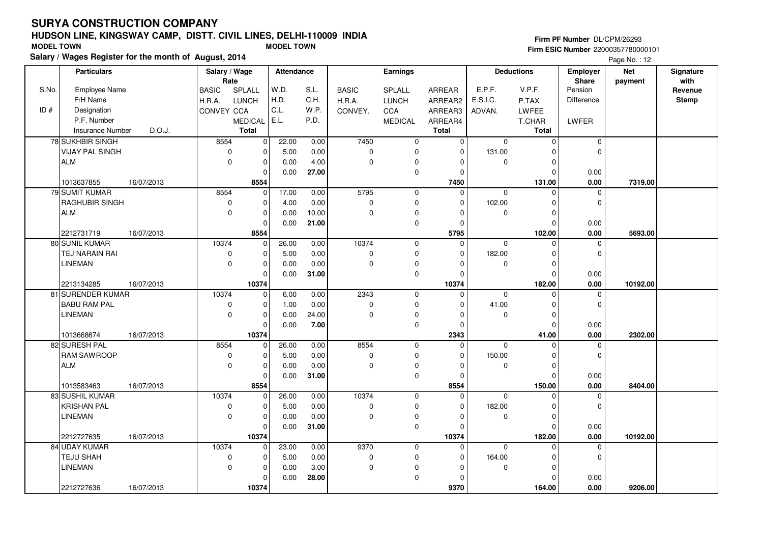# SURYA CONSTRUCTION COMPANY

## HUDSON LINE, KINGSWAY CAMP, DISTT. CIVIL LINES, DELHI-110009 INDIA

**MODEL TOWN** **MODEL TOWN**

**Salary / Wages Register for the month of August, 2014**

**Firm PF Number** DL/CPM/26293
**Firm ESIC Number** 22000357780000101

| S.No. / ID # | Particulars: Employee Name / F/H Name / Designation / P.F. Number / Insurance Number / D.O.J. | Salary / Wage Rate: BASIC / H.R.A. / CONVEY | SPLALL / LUNCH / CCA / MEDICAL / Total | Attendance: W.D. / H.D. / C.L. / E.L. | S.L. / C.H. / W.P. / P.D. | Earnings: BASIC / H.R.A. / CONVEY. | SPLALL / LUNCH / CCA / MEDICAL | ARREAR / ARREAR2 / ARREAR3 / ARREAR4 / Total | Deductions: E.P.F. / E.S.I.C. / ADVAN. | V.P.F. / P.TAX / LWFEE / T.CHAR / Total | Employer Share: Pension / Difference / LWFER | Net payment | Signature with Revenue Stamp |
|---|---|---|---|---|---|---|---|---|---|---|---|---|---|
| 78 | SUKHBIR SINGH / VIJAY PAL SINGH / ALM / 1013637855 / 16/07/2013 | 8554 / 0 / 0 | 0 / 0 / 0 / 0 / 8554 | 22.00 / 5.00 / 0.00 / 0.00 | 0.00 / 0.00 / 4.00 / 27.00 | 7450 / 0 / 0 | 0 / 0 / 0 / 0 | 0 / 0 / 0 / 0 / 7450 | 0 / 131.00 / 0 | 0 / 0 / 0 / 0 / 131.00 | 0 / 0 / 0.00 / 0.00 | 7319.00 | |
| 79 | SUMIT KUMAR / RAGHUBIR SINGH / ALM / 2212731719 / 16/07/2013 | 8554 / 0 / 0 | 0 / 0 / 0 / 0 / 8554 | 17.00 / 4.00 / 0.00 / 0.00 | 0.00 / 0.00 / 10.00 / 21.00 | 5795 / 0 / 0 | 0 / 0 / 0 / 0 | 0 / 0 / 0 / 0 / 5795 | 0 / 102.00 / 0 | 0 / 0 / 0 / 0 / 102.00 | 0 / 0 / 0.00 / 0.00 | 5693.00 | |
| 80 | SUNIL KUMAR / TEJ NARAIN RAI / LINEMAN / 2213134285 / 16/07/2013 | 10374 / 0 / 0 | 0 / 0 / 0 / 0 / 10374 | 26.00 / 5.00 / 0.00 / 0.00 | 0.00 / 0.00 / 0.00 / 31.00 | 10374 / 0 / 0 | 0 / 0 / 0 / 0 | 0 / 0 / 0 / 0 / 10374 | 0 / 182.00 / 0 | 0 / 0 / 0 / 0 / 182.00 | 0 / 0 / 0.00 / 0.00 | 10192.00 | |
| 81 | SURENDER KUMAR / BABU RAM PAL / LINEMAN / 1013668674 / 16/07/2013 | 10374 / 0 / 0 | 0 / 0 / 0 / 0 / 10374 | 6.00 / 1.00 / 0.00 / 0.00 | 0.00 / 0.00 / 24.00 / 7.00 | 2343 / 0 / 0 | 0 / 0 / 0 / 0 | 0 / 0 / 0 / 0 / 2343 | 0 / 41.00 / 0 | 0 / 0 / 0 / 0 / 41.00 | 0 / 0 / 0.00 / 0.00 | 2302.00 | |
| 82 | SURESH PAL / RAM SAWROOP / ALM / 1013583463 / 16/07/2013 | 8554 / 0 / 0 | 0 / 0 / 0 / 0 / 8554 | 26.00 / 5.00 / 0.00 / 0.00 | 0.00 / 0.00 / 0.00 / 31.00 | 8554 / 0 / 0 | 0 / 0 / 0 / 0 | 0 / 0 / 0 / 0 / 8554 | 0 / 150.00 / 0 | 0 / 0 / 0 / 0 / 150.00 | 0 / 0 / 0.00 / 0.00 | 8404.00 | |
| 83 | SUSHIL KUMAR / KRISHAN PAL / LINEMAN / 2212727635 / 16/07/2013 | 10374 / 0 / 0 | 0 / 0 / 0 / 0 / 10374 | 26.00 / 5.00 / 0.00 / 0.00 | 0.00 / 0.00 / 0.00 / 31.00 | 10374 / 0 / 0 | 0 / 0 / 0 / 0 | 0 / 0 / 0 / 0 / 10374 | 0 / 182.00 / 0 | 0 / 0 / 0 / 0 / 182.00 | 0 / 0 / 0.00 / 0.00 | 10192.00 | |
| 84 | UDAY KUMAR / TEJU SHAH / LINEMAN / 2212727636 / 16/07/2013 | 10374 / 0 / 0 | 0 / 0 / 0 / 0 / 10374 | 23.00 / 5.00 / 0.00 / 0.00 | 0.00 / 0.00 / 3.00 / 28.00 | 9370 / 0 / 0 | 0 / 0 / 0 / 0 | 0 / 0 / 0 / 0 / 9370 | 0 / 164.00 / 0 | 0 / 0 / 0 / 0 / 164.00 | 0 / 0 / 0.00 / 0.00 | 9206.00 | |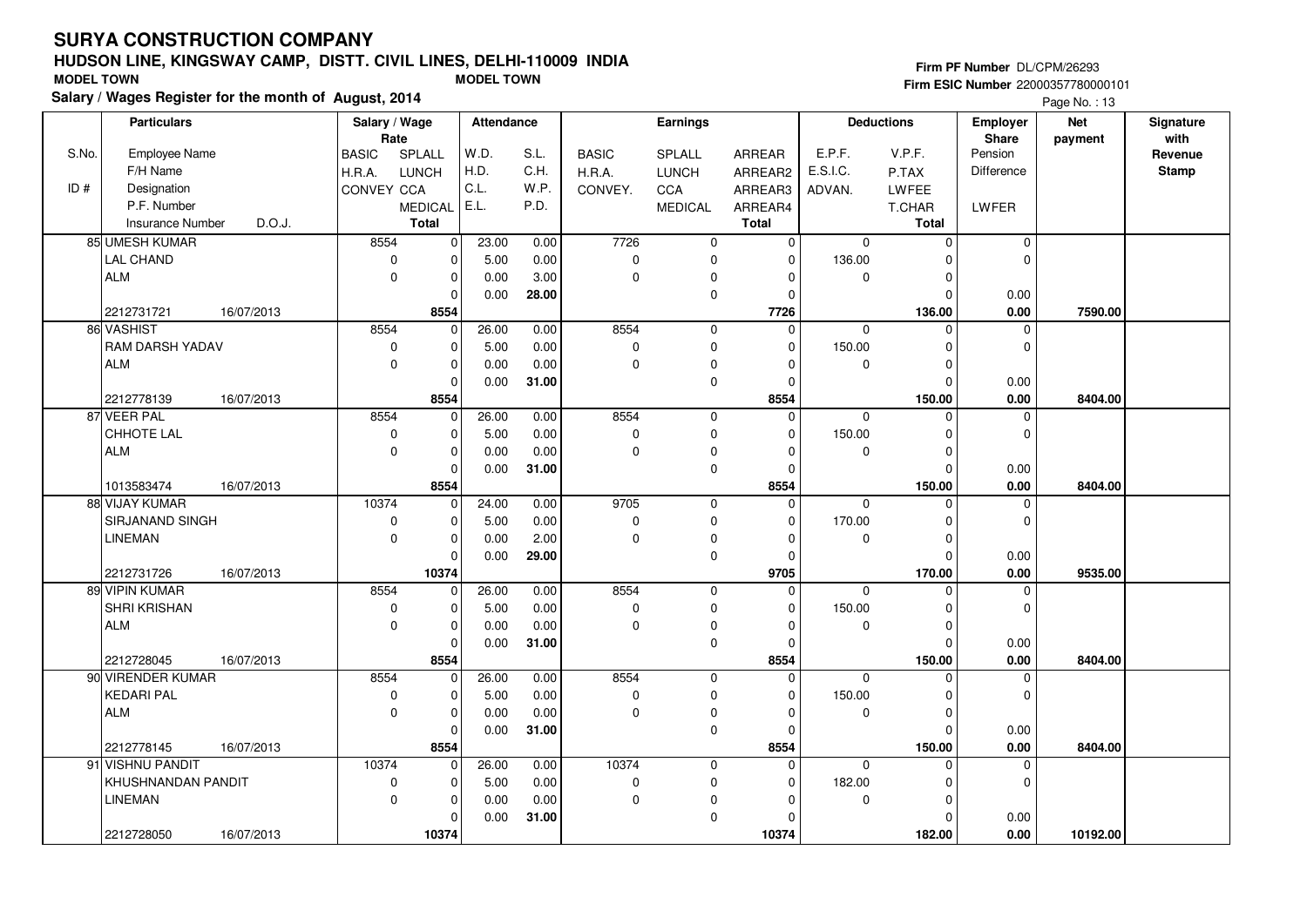# SURYA CONSTRUCTION COMPANY

## HUDSON LINE, KINGSWAY CAMP, DISTT. CIVIL LINES, DELHI-110009 INDIA

**MODEL TOWN** **MODEL TOWN**

**Salary / Wages Register for the month of August, 2014**

**Firm PF Number** DL/CPM/26293
**Firm ESIC Number** 22000357780000101

| S.No. / ID # | Particulars | Salary / Wage Rate | | Attendance | | Earnings | | | Deductions | | Employer Share | Net payment | Signature with Revenue Stamp |
|---|---|---|---|---|---|---|---|---|---|---|---|---|---|
| S.No. | Employee Name | BASIC | SPLALL | W.D. | S.L. | BASIC | SPLALL | ARREAR | E.P.F. | V.P.F. | Pension | | |
| | F/H Name | H.R.A. | LUNCH | H.D. | C.H. | H.R.A. | LUNCH | ARREAR2 | E.S.I.C. | P.TAX | Difference | | |
| ID # | Designation | CONVEY | CCA | C.L. | W.P. | CONVEY. | CCA | ARREAR3 | ADVAN. | LWFEE | | | |
| | P.F. Number | | MEDICAL | E.L. | P.D. | | MEDICAL | ARREAR4 | | T.CHAR | LWFER | | |
| | Insurance Number D.O.J. | | Total | | | | | Total | | Total | | | |
| 85 | UMESH KUMAR | 8554 | 0 | 23.00 | 0.00 | 7726 | 0 | 0 | 0 | 0 | 0 | | |
| | LAL CHAND | 0 | 0 | 5.00 | 0.00 | 0 | 0 | 0 | 136.00 | 0 | 0 | | |
| | ALM | 0 | 0 | 0.00 | 3.00 | 0 | 0 | 0 | 0 | 0 | | | |
| | | | 0 | 0.00 | 28.00 | | 0 | 0 | | 0 | 0.00 | | |
| | 2212731721 16/07/2013 | | **8554** | | | | | **7726** | | **136.00** | **0.00** | **7590.00** | |
| 86 | VASHIST | 8554 | 0 | 26.00 | 0.00 | 8554 | 0 | 0 | 0 | 0 | 0 | | |
| | RAM DARSH YADAV | 0 | 0 | 5.00 | 0.00 | 0 | 0 | 0 | 150.00 | 0 | 0 | | |
| | ALM | 0 | 0 | 0.00 | 0.00 | 0 | 0 | 0 | 0 | 0 | | | |
| | | | 0 | 0.00 | 31.00 | | 0 | 0 | | 0 | 0.00 | | |
| | 2212778139 16/07/2013 | | **8554** | | | | | **8554** | | **150.00** | **0.00** | **8404.00** | |
| 87 | VEER PAL | 8554 | 0 | 26.00 | 0.00 | 8554 | 0 | 0 | 0 | 0 | 0 | | |
| | CHHOTE LAL | 0 | 0 | 5.00 | 0.00 | 0 | 0 | 0 | 150.00 | 0 | 0 | | |
| | ALM | 0 | 0 | 0.00 | 0.00 | 0 | 0 | 0 | 0 | 0 | | | |
| | | | 0 | 0.00 | 31.00 | | 0 | 0 | | 0 | 0.00 | | |
| | 1013583474 16/07/2013 | | **8554** | | | | | **8554** | | **150.00** | **0.00** | **8404.00** | |
| 88 | VIJAY KUMAR | 10374 | 0 | 24.00 | 0.00 | 9705 | 0 | 0 | 0 | 0 | 0 | | |
| | SIRJANAND SINGH | 0 | 0 | 5.00 | 0.00 | 0 | 0 | 0 | 170.00 | 0 | 0 | | |
| | LINEMAN | 0 | 0 | 0.00 | 2.00 | 0 | 0 | 0 | 0 | 0 | | | |
| | | | 0 | 0.00 | 29.00 | | 0 | 0 | | 0 | 0.00 | | |
| | 2212731726 16/07/2013 | | **10374** | | | | | **9705** | | **170.00** | **0.00** | **9535.00** | |
| 89 | VIPIN KUMAR | 8554 | 0 | 26.00 | 0.00 | 8554 | 0 | 0 | 0 | 0 | 0 | | |
| | SHRI KRISHAN | 0 | 0 | 5.00 | 0.00 | 0 | 0 | 0 | 150.00 | 0 | 0 | | |
| | ALM | 0 | 0 | 0.00 | 0.00 | 0 | 0 | 0 | 0 | 0 | | | |
| | | | 0 | 0.00 | 31.00 | | 0 | 0 | | 0 | 0.00 | | |
| | 2212728045 16/07/2013 | | **8554** | | | | | **8554** | | **150.00** | **0.00** | **8404.00** | |
| 90 | VIRENDER KUMAR | 8554 | 0 | 26.00 | 0.00 | 8554 | 0 | 0 | 0 | 0 | 0 | | |
| | KEDARI PAL | 0 | 0 | 5.00 | 0.00 | 0 | 0 | 0 | 150.00 | 0 | 0 | | |
| | ALM | 0 | 0 | 0.00 | 0.00 | 0 | 0 | 0 | 0 | 0 | | | |
| | | | 0 | 0.00 | 31.00 | | 0 | 0 | | 0 | 0.00 | | |
| | 2212778145 16/07/2013 | | **8554** | | | | | **8554** | | **150.00** | **0.00** | **8404.00** | |
| 91 | VISHNU PANDIT | 10374 | 0 | 26.00 | 0.00 | 10374 | 0 | 0 | 0 | 0 | 0 | | |
| | KHUSHNANDAN PANDIT | 0 | 0 | 5.00 | 0.00 | 0 | 0 | 0 | 182.00 | 0 | 0 | | |
| | LINEMAN | 0 | 0 | 0.00 | 0.00 | 0 | 0 | 0 | 0 | 0 | | | |
| | | | 0 | 0.00 | 31.00 | | 0 | 0 | | 0 | 0.00 | | |
| | 2212728050 16/07/2013 | | **10374** | | | | | **10374** | | **182.00** | **0.00** | **10192.00** | |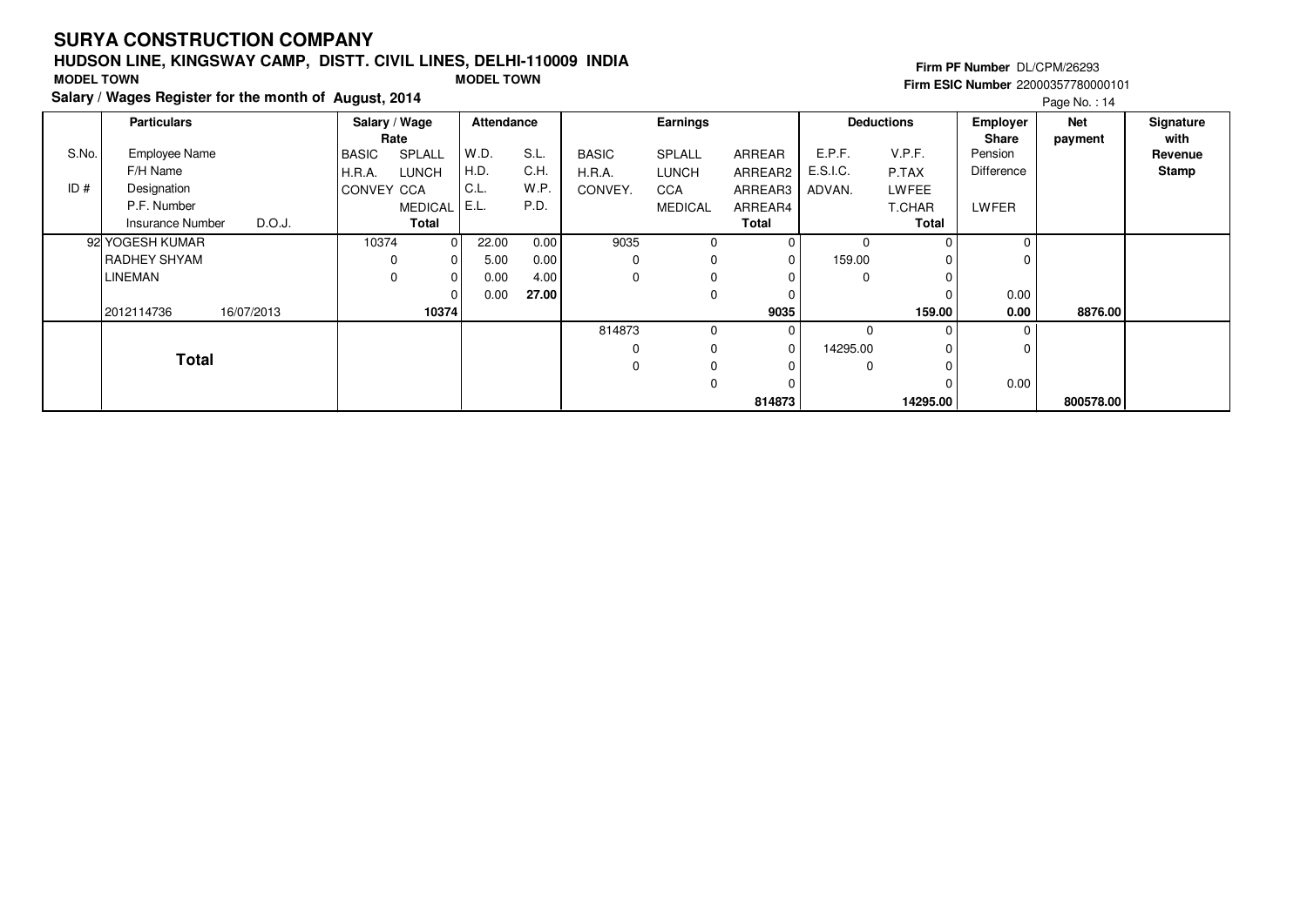# SURYA CONSTRUCTION COMPANY

## HUDSON LINE, KINGSWAY CAMP, DISTT. CIVIL LINES, DELHI-110009 INDIA

**MODEL TOWN** **MODEL TOWN**

**Salary / Wages Register for the month of August, 2014**

**Firm PF Number** DL/CPM/26293
**Firm ESIC Number** 22000357780000101

| S.No. / ID # | Particulars: Employee Name / F/H Name / Designation / P.F. Number / Insurance Number / D.O.J. | Salary / Wage Rate: BASIC / H.R.A. / CONVEY | SPLALL / LUNCH / CCA / MEDICAL / Total | Attendance: W.D. / H.D. / C.L. / E.L. | S.L. / C.H. / W.P. / P.D. | Earnings: BASIC / H.R.A. / CONVEY. | SPLALL / LUNCH / CCA / MEDICAL | ARREAR / ARREAR2 / ARREAR3 / ARREAR4 / Total | Deductions: E.P.F. / E.S.I.C. / ADVAN. | V.P.F. / P.TAX / LWFEE / T.CHAR / Total | Employer Share: Pension / Difference / LWFER | Net payment | Signature with Revenue Stamp |
|---|---|---|---|---|---|---|---|---|---|---|---|---|---|
| 92 | YOGESH KUMAR | 10374 | 0 | 22.00 | 0.00 | 9035 | 0 | 0 | 0 | 0 | 0 | | |
| | RADHEY SHYAM | 0 | 0 | 5.00 | 0.00 | 0 | 0 | 0 | 159.00 | 0 | 0 | | |
| | LINEMAN | 0 | 0 | 0.00 | 4.00 | 0 | 0 | 0 | 0 | 0 | | | |
| | | | 0 | 0.00 | 27.00 | | 0 | 0 | | 0 | 0.00 | | |
| | 2012114736 16/07/2013 | | 10374 | | | | | 9035 | | 159.00 | 0.00 | 8876.00 | |
| | | | | | | 814873 | 0 | 0 | 0 | 0 | 0 | | |
| | **Total** | | | | | 0 | 0 | 0 | 14295.00 | 0 | 0 | | |
| | | | | | | 0 | 0 | 0 | 0 | 0 | | | |
| | | | | | | | 0 | 0 | | 0 | 0.00 | | |
| | | | | | | | | 814873 | | 14295.00 | | 800578.00 | |